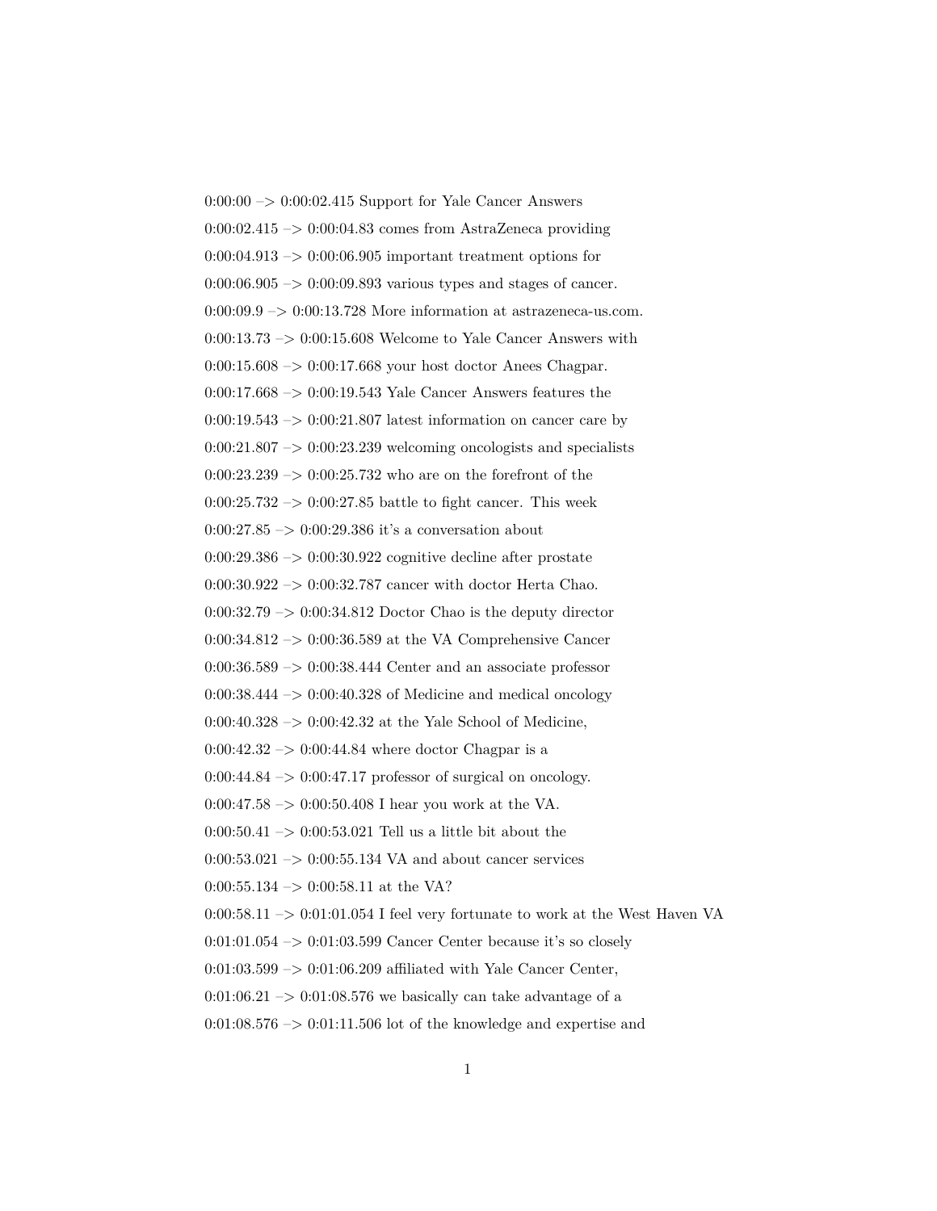0:00:00 –> 0:00:02.415 Support for Yale Cancer Answers

0:00:02.415 –> 0:00:04.83 comes from AstraZeneca providing

0:00:04.913 –> 0:00:06.905 important treatment options for

0:00:06.905 –> 0:00:09.893 various types and stages of cancer.

0:00:09.9 –> 0:00:13.728 More information at astrazeneca-us.com.

0:00:13.73 –> 0:00:15.608 Welcome to Yale Cancer Answers with

0:00:15.608 –> 0:00:17.668 your host doctor Anees Chagpar.

0:00:17.668 –> 0:00:19.543 Yale Cancer Answers features the

0:00:19.543 –> 0:00:21.807 latest information on cancer care by

0:00:21.807 –> 0:00:23.239 welcoming oncologists and specialists

0:00:23.239 –> 0:00:25.732 who are on the forefront of the

0:00:25.732 –> 0:00:27.85 battle to fight cancer. This week

0:00:27.85 –> 0:00:29.386 it's a conversation about

0:00:29.386 –> 0:00:30.922 cognitive decline after prostate

0:00:30.922 –> 0:00:32.787 cancer with doctor Herta Chao.

0:00:32.79 –> 0:00:34.812 Doctor Chao is the deputy director

0:00:34.812 –> 0:00:36.589 at the VA Comprehensive Cancer

0:00:36.589 –> 0:00:38.444 Center and an associate professor

0:00:38.444 –> 0:00:40.328 of Medicine and medical oncology

0:00:40.328 –> 0:00:42.32 at the Yale School of Medicine,

0:00:42.32 –> 0:00:44.84 where doctor Chagpar is a

0:00:44.84 –> 0:00:47.17 professor of surgical on oncology.

0:00:47.58 –> 0:00:50.408 I hear you work at the VA.

0:00:50.41 –> 0:00:53.021 Tell us a little bit about the

0:00:53.021 –> 0:00:55.134 VA and about cancer services

0:00:55.134 –> 0:00:58.11 at the VA?

0:00:58.11 –> 0:01:01.054 I feel very fortunate to work at the West Haven VA

0:01:01.054 –> 0:01:03.599 Cancer Center because it's so closely

0:01:03.599 –> 0:01:06.209 affiliated with Yale Cancer Center,

0:01:06.21 –> 0:01:08.576 we basically can take advantage of a

0:01:08.576 –> 0:01:11.506 lot of the knowledge and expertise and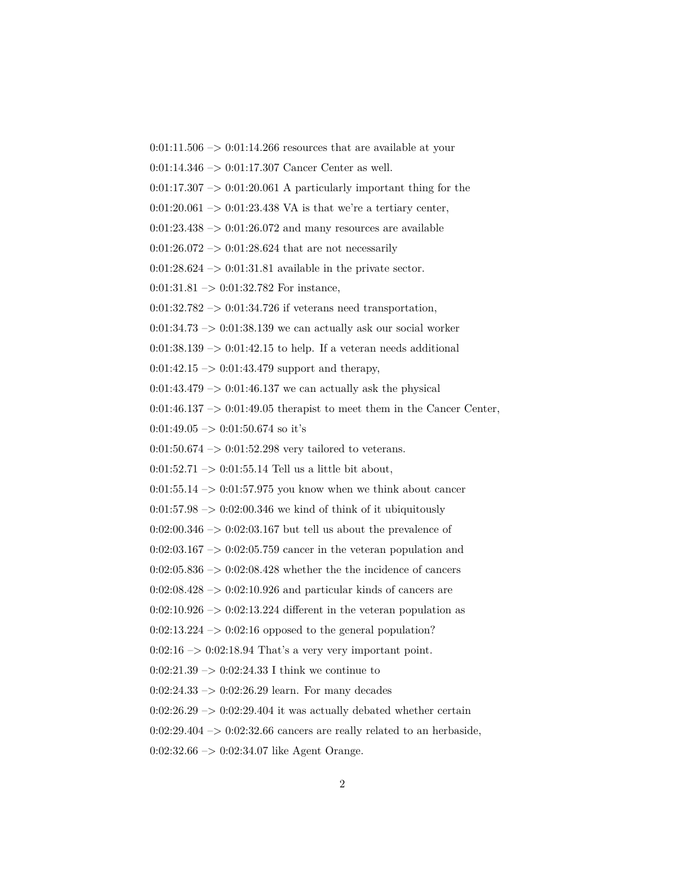0:01:11.506 –> 0:01:14.266 resources that are available at your

0:01:14.346 –> 0:01:17.307 Cancer Center as well.

0:01:17.307 –> 0:01:20.061 A particularly important thing for the

0:01:20.061 –> 0:01:23.438 VA is that we're a tertiary center,

0:01:23.438 –> 0:01:26.072 and many resources are available

0:01:26.072 –> 0:01:28.624 that are not necessarily

0:01:28.624 –> 0:01:31.81 available in the private sector.

0:01:31.81 –> 0:01:32.782 For instance,

0:01:32.782 –> 0:01:34.726 if veterans need transportation,

0:01:34.73 –> 0:01:38.139 we can actually ask our social worker

0:01:38.139 –> 0:01:42.15 to help. If a veteran needs additional

0:01:42.15 –> 0:01:43.479 support and therapy,

0:01:43.479 –> 0:01:46.137 we can actually ask the physical

0:01:46.137 –> 0:01:49.05 therapist to meet them in the Cancer Center,

0:01:49.05 –> 0:01:50.674 so it's

0:01:50.674 –> 0:01:52.298 very tailored to veterans.

0:01:52.71 –> 0:01:55.14 Tell us a little bit about,

0:01:55.14 –> 0:01:57.975 you know when we think about cancer

0:01:57.98 –> 0:02:00.346 we kind of think of it ubiquitously

0:02:00.346 –> 0:02:03.167 but tell us about the prevalence of

0:02:03.167 –> 0:02:05.759 cancer in the veteran population and

0:02:05.836 –> 0:02:08.428 whether the the incidence of cancers

0:02:08.428 –> 0:02:10.926 and particular kinds of cancers are

0:02:10.926 –> 0:02:13.224 different in the veteran population as

0:02:13.224 –> 0:02:16 opposed to the general population?

0:02:16 –> 0:02:18.94 That's a very very important point.

0:02:21.39 –> 0:02:24.33 I think we continue to

0:02:24.33 –> 0:02:26.29 learn. For many decades

0:02:26.29 –> 0:02:29.404 it was actually debated whether certain

0:02:29.404 –> 0:02:32.66 cancers are really related to an herbaside,

0:02:32.66 –> 0:02:34.07 like Agent Orange.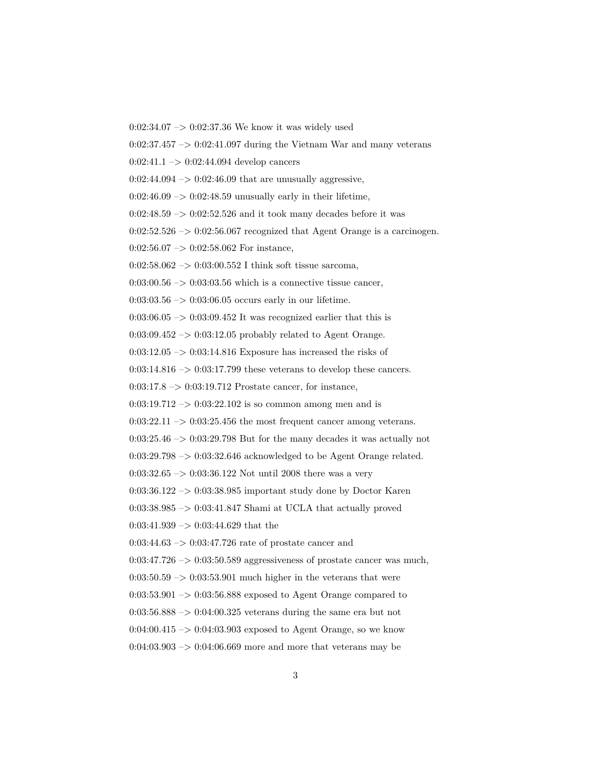0:02:34.07 –> 0:02:37.36 We know it was widely used

0:02:37.457 –> 0:02:41.097 during the Vietnam War and many veterans

0:02:41.1 –> 0:02:44.094 develop cancers

0:02:44.094 –> 0:02:46.09 that are unusually aggressive,

0:02:46.09 –> 0:02:48.59 unusually early in their lifetime,

0:02:48.59 –> 0:02:52.526 and it took many decades before it was

0:02:52.526 –> 0:02:56.067 recognized that Agent Orange is a carcinogen.

0:02:56.07 –> 0:02:58.062 For instance,

0:02:58.062 –> 0:03:00.552 I think soft tissue sarcoma,

0:03:00.56 –> 0:03:03.56 which is a connective tissue cancer,

0:03:03.56 –> 0:03:06.05 occurs early in our lifetime.

0:03:06.05 –> 0:03:09.452 It was recognized earlier that this is

0:03:09.452 –> 0:03:12.05 probably related to Agent Orange.

0:03:12.05 –> 0:03:14.816 Exposure has increased the risks of

0:03:14.816 –> 0:03:17.799 these veterans to develop these cancers.

0:03:17.8 –> 0:03:19.712 Prostate cancer, for instance,

0:03:19.712 –> 0:03:22.102 is so common among men and is

0:03:22.11 –> 0:03:25.456 the most frequent cancer among veterans.

0:03:25.46 –> 0:03:29.798 But for the many decades it was actually not

0:03:29.798 –> 0:03:32.646 acknowledged to be Agent Orange related.

0:03:32.65 –> 0:03:36.122 Not until 2008 there was a very

0:03:36.122 –> 0:03:38.985 important study done by Doctor Karen

0:03:38.985 –> 0:03:41.847 Shami at UCLA that actually proved

0:03:41.939 –> 0:03:44.629 that the

0:03:44.63 –> 0:03:47.726 rate of prostate cancer and

0:03:47.726 –> 0:03:50.589 aggressiveness of prostate cancer was much,

0:03:50.59 –> 0:03:53.901 much higher in the veterans that were

0:03:53.901 –> 0:03:56.888 exposed to Agent Orange compared to

0:03:56.888 –> 0:04:00.325 veterans during the same era but not

0:04:00.415 –> 0:04:03.903 exposed to Agent Orange, so we know

0:04:03.903 –> 0:04:06.669 more and more that veterans may be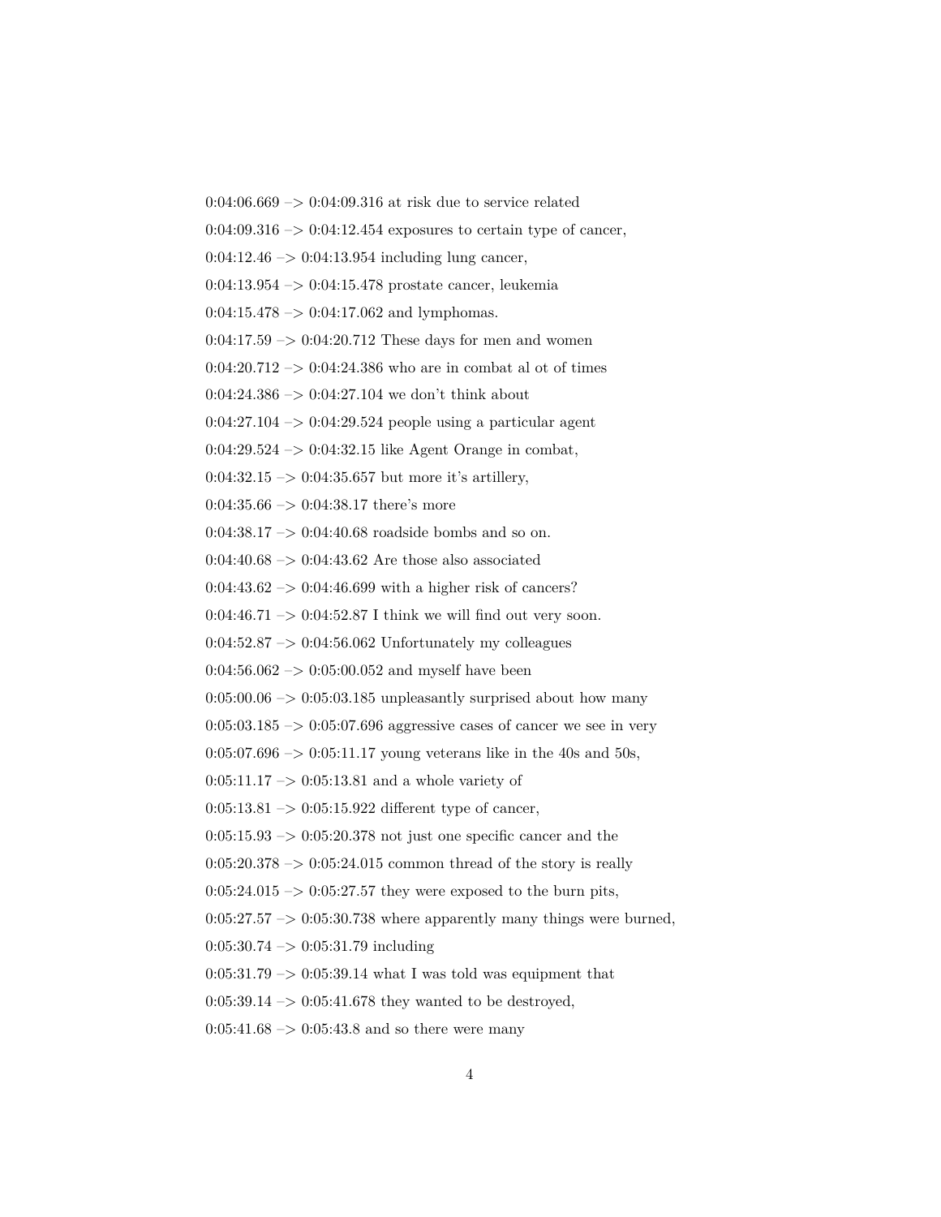0:04:06.669 –> 0:04:09.316 at risk due to service related

0:04:09.316 –> 0:04:12.454 exposures to certain type of cancer,

0:04:12.46 –> 0:04:13.954 including lung cancer,

0:04:13.954 –> 0:04:15.478 prostate cancer, leukemia

0:04:15.478 –> 0:04:17.062 and lymphomas.

0:04:17.59 –> 0:04:20.712 These days for men and women

0:04:20.712 –> 0:04:24.386 who are in combat al ot of times

0:04:24.386 –> 0:04:27.104 we don't think about

0:04:27.104 –> 0:04:29.524 people using a particular agent

0:04:29.524 –> 0:04:32.15 like Agent Orange in combat,

0:04:32.15 –> 0:04:35.657 but more it's artillery,

0:04:35.66 –> 0:04:38.17 there's more

0:04:38.17 –> 0:04:40.68 roadside bombs and so on.

0:04:40.68 –> 0:04:43.62 Are those also associated

0:04:43.62 –> 0:04:46.699 with a higher risk of cancers?

0:04:46.71 –> 0:04:52.87 I think we will find out very soon.

0:04:52.87 –> 0:04:56.062 Unfortunately my colleagues

0:04:56.062 –> 0:05:00.052 and myself have been

0:05:00.06 –> 0:05:03.185 unpleasantly surprised about how many

0:05:03.185 –> 0:05:07.696 aggressive cases of cancer we see in very

0:05:07.696 –> 0:05:11.17 young veterans like in the 40s and 50s,

0:05:11.17 –> 0:05:13.81 and a whole variety of

0:05:13.81 –> 0:05:15.922 different type of cancer,

0:05:15.93 –> 0:05:20.378 not just one specific cancer and the

0:05:20.378 –> 0:05:24.015 common thread of the story is really

0:05:24.015 –> 0:05:27.57 they were exposed to the burn pits,

0:05:27.57 –> 0:05:30.738 where apparently many things were burned,

0:05:30.74 –> 0:05:31.79 including

0:05:31.79 –> 0:05:39.14 what I was told was equipment that

0:05:39.14 –> 0:05:41.678 they wanted to be destroyed,

0:05:41.68 –> 0:05:43.8 and so there were many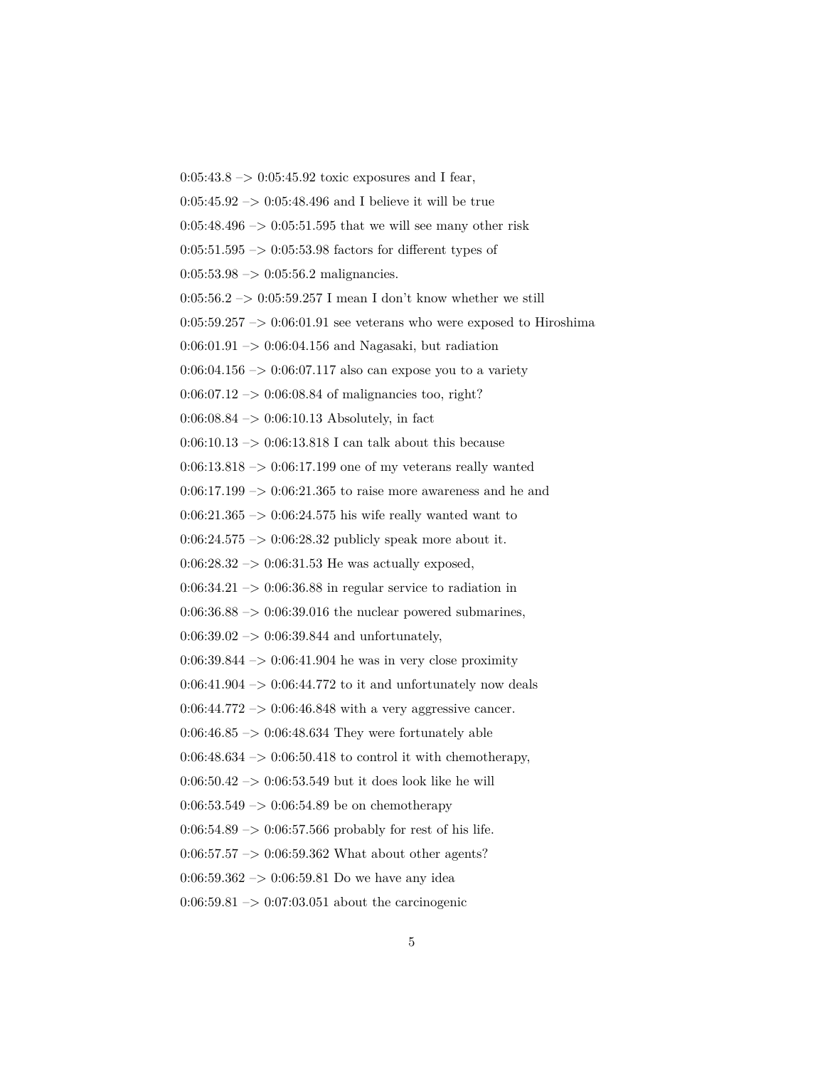0:05:43.8 –> 0:05:45.92 toxic exposures and I fear,

0:05:45.92 –> 0:05:48.496 and I believe it will be true

0:05:48.496 –> 0:05:51.595 that we will see many other risk

0:05:51.595 –> 0:05:53.98 factors for different types of

0:05:53.98 –> 0:05:56.2 malignancies.

0:05:56.2 –> 0:05:59.257 I mean I don't know whether we still

0:05:59.257 –> 0:06:01.91 see veterans who were exposed to Hiroshima

0:06:01.91 –> 0:06:04.156 and Nagasaki, but radiation

0:06:04.156 –> 0:06:07.117 also can expose you to a variety

0:06:07.12 –> 0:06:08.84 of malignancies too, right?

0:06:08.84 –> 0:06:10.13 Absolutely, in fact

0:06:10.13 –> 0:06:13.818 I can talk about this because

0:06:13.818 –> 0:06:17.199 one of my veterans really wanted

0:06:17.199 –> 0:06:21.365 to raise more awareness and he and

0:06:21.365 –> 0:06:24.575 his wife really wanted want to

0:06:24.575 –> 0:06:28.32 publicly speak more about it.

0:06:28.32 –> 0:06:31.53 He was actually exposed,

0:06:34.21 –> 0:06:36.88 in regular service to radiation in

0:06:36.88 –> 0:06:39.016 the nuclear powered submarines,

0:06:39.02 –> 0:06:39.844 and unfortunately,

0:06:39.844 –> 0:06:41.904 he was in very close proximity

0:06:41.904 –> 0:06:44.772 to it and unfortunately now deals

0:06:44.772 –> 0:06:46.848 with a very aggressive cancer.

0:06:46.85 –> 0:06:48.634 They were fortunately able

0:06:48.634 –> 0:06:50.418 to control it with chemotherapy,

0:06:50.42 –> 0:06:53.549 but it does look like he will

0:06:53.549 –> 0:06:54.89 be on chemotherapy

0:06:54.89 –> 0:06:57.566 probably for rest of his life.

0:06:57.57 –> 0:06:59.362 What about other agents?

0:06:59.362 –> 0:06:59.81 Do we have any idea

0:06:59.81 –> 0:07:03.051 about the carcinogenic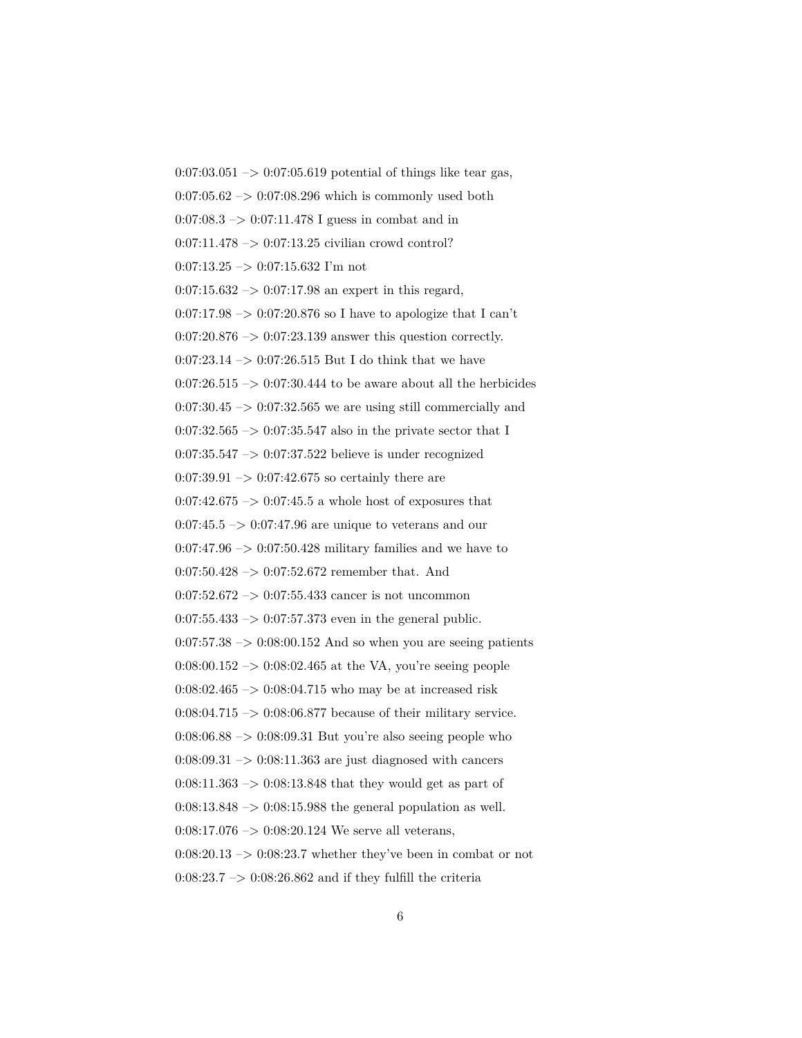0:07:03.051 –> 0:07:05.619 potential of things like tear gas,

0:07:05.62 –> 0:07:08.296 which is commonly used both

0:07:08.3 –> 0:07:11.478 I guess in combat and in

0:07:11.478 –> 0:07:13.25 civilian crowd control?

0:07:13.25 –> 0:07:15.632 I'm not

0:07:15.632 –> 0:07:17.98 an expert in this regard,

0:07:17.98 –> 0:07:20.876 so I have to apologize that I can't

0:07:20.876 –> 0:07:23.139 answer this question correctly.

0:07:23.14 –> 0:07:26.515 But I do think that we have

0:07:26.515 –> 0:07:30.444 to be aware about all the herbicides

0:07:30.45 –> 0:07:32.565 we are using still commercially and

0:07:32.565 –> 0:07:35.547 also in the private sector that I

0:07:35.547 –> 0:07:37.522 believe is under recognized

0:07:39.91 –> 0:07:42.675 so certainly there are

0:07:42.675 –> 0:07:45.5 a whole host of exposures that

0:07:45.5 –> 0:07:47.96 are unique to veterans and our

0:07:47.96 –> 0:07:50.428 military families and we have to

0:07:50.428 –> 0:07:52.672 remember that. And

0:07:52.672 –> 0:07:55.433 cancer is not uncommon

0:07:55.433 –> 0:07:57.373 even in the general public.

0:07:57.38 –> 0:08:00.152 And so when you are seeing patients

0:08:00.152 –> 0:08:02.465 at the VA, you're seeing people

0:08:02.465 –> 0:08:04.715 who may be at increased risk

0:08:04.715 –> 0:08:06.877 because of their military service.

0:08:06.88 –> 0:08:09.31 But you're also seeing people who

0:08:09.31 –> 0:08:11.363 are just diagnosed with cancers

0:08:11.363 –> 0:08:13.848 that they would get as part of

0:08:13.848 –> 0:08:15.988 the general population as well.

0:08:17.076 –> 0:08:20.124 We serve all veterans,

0:08:20.13 –> 0:08:23.7 whether they've been in combat or not

0:08:23.7 –> 0:08:26.862 and if they fulfill the criteria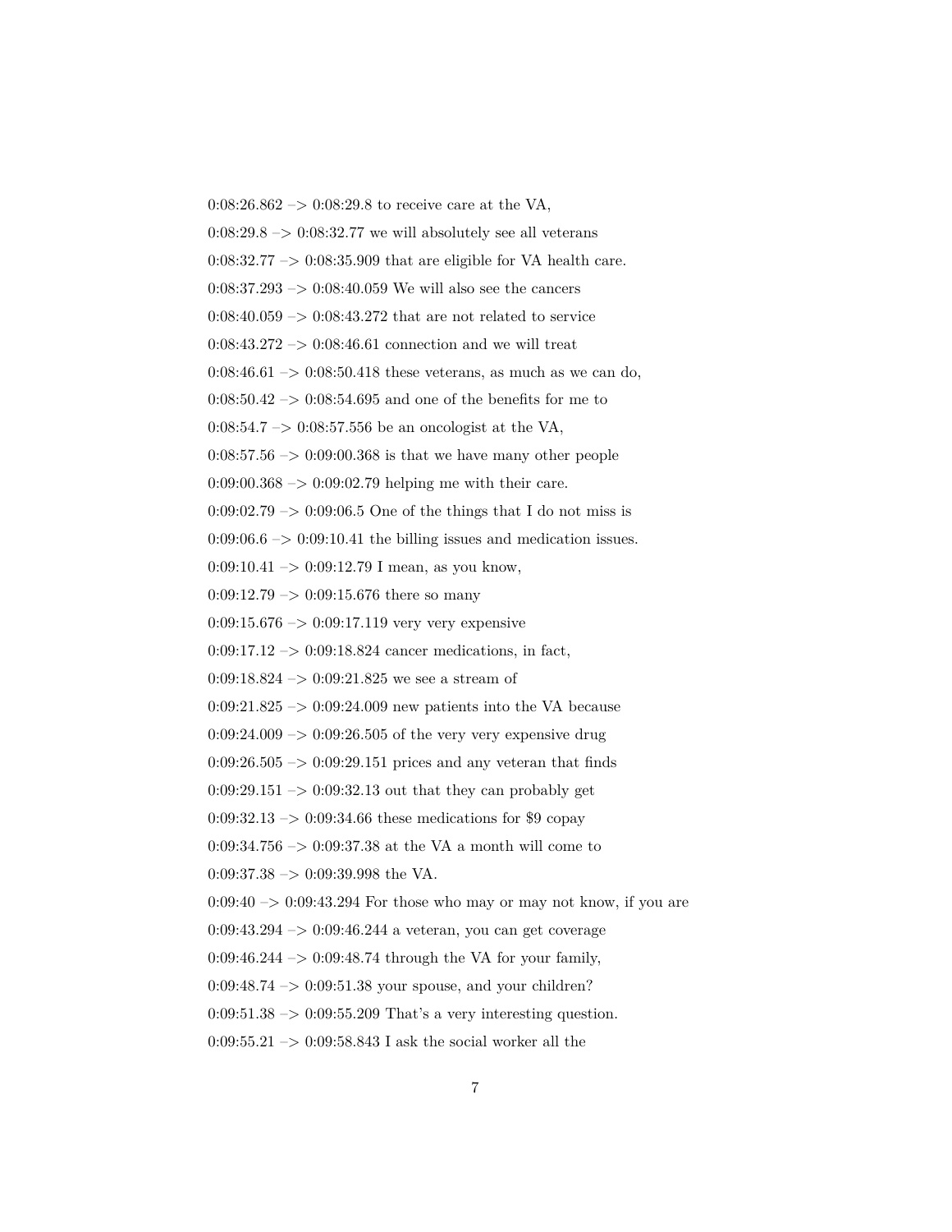0:08:26.862 –> 0:08:29.8 to receive care at the VA,

0:08:29.8 –> 0:08:32.77 we will absolutely see all veterans

0:08:32.77 –> 0:08:35.909 that are eligible for VA health care.

0:08:37.293 –> 0:08:40.059 We will also see the cancers

0:08:40.059 –> 0:08:43.272 that are not related to service

0:08:43.272 –> 0:08:46.61 connection and we will treat

0:08:46.61 –> 0:08:50.418 these veterans, as much as we can do,

0:08:50.42 –> 0:08:54.695 and one of the benefits for me to

0:08:54.7 –> 0:08:57.556 be an oncologist at the VA,

0:08:57.56 –> 0:09:00.368 is that we have many other people

0:09:00.368 –> 0:09:02.79 helping me with their care.

0:09:02.79 –> 0:09:06.5 One of the things that I do not miss is

0:09:06.6 –> 0:09:10.41 the billing issues and medication issues.

0:09:10.41 –> 0:09:12.79 I mean, as you know,

0:09:12.79 –> 0:09:15.676 there so many

0:09:15.676 –> 0:09:17.119 very very expensive

0:09:17.12 –> 0:09:18.824 cancer medications, in fact,

0:09:18.824 –> 0:09:21.825 we see a stream of

0:09:21.825 –> 0:09:24.009 new patients into the VA because

0:09:24.009 –> 0:09:26.505 of the very very expensive drug

0:09:26.505 –> 0:09:29.151 prices and any veteran that finds

0:09:29.151 –> 0:09:32.13 out that they can probably get

0:09:32.13 –> 0:09:34.66 these medications for $9 copay

0:09:34.756 –> 0:09:37.38 at the VA a month will come to

0:09:37.38 –> 0:09:39.998 the VA.

0:09:40 –> 0:09:43.294 For those who may or may not know, if you are

0:09:43.294 –> 0:09:46.244 a veteran, you can get coverage

0:09:46.244 –> 0:09:48.74 through the VA for your family,

0:09:48.74 –> 0:09:51.38 your spouse, and your children?

0:09:51.38 –> 0:09:55.209 That's a very interesting question.

0:09:55.21 –> 0:09:58.843 I ask the social worker all the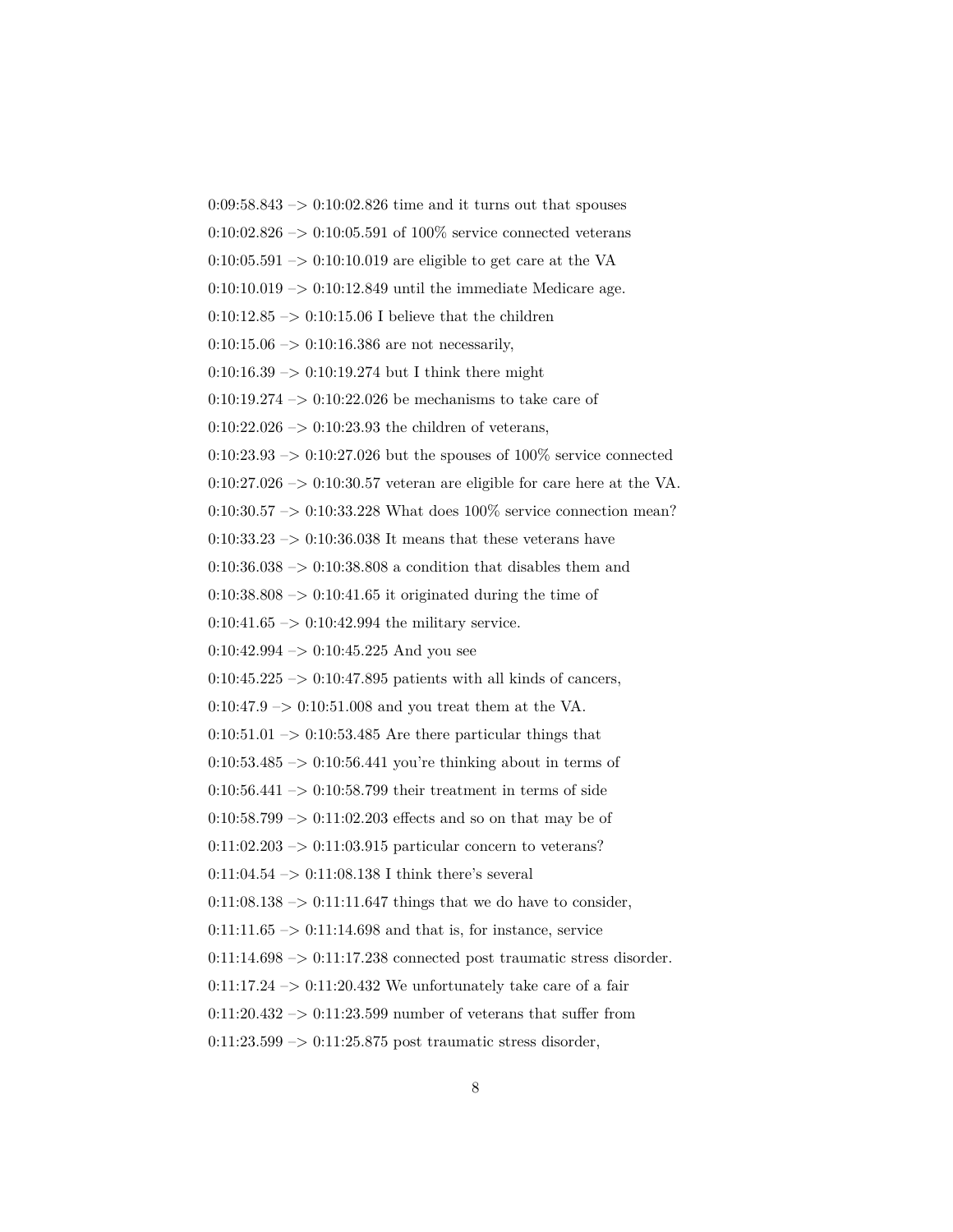0:09:58.843 –> 0:10:02.826 time and it turns out that spouses

0:10:02.826 –> 0:10:05.591 of 100% service connected veterans

0:10:05.591 –> 0:10:10.019 are eligible to get care at the VA

0:10:10.019 –> 0:10:12.849 until the immediate Medicare age.

0:10:12.85 –> 0:10:15.06 I believe that the children

0:10:15.06 –> 0:10:16.386 are not necessarily,

0:10:16.39 –> 0:10:19.274 but I think there might

0:10:19.274 –> 0:10:22.026 be mechanisms to take care of

0:10:22.026 –> 0:10:23.93 the children of veterans,

0:10:23.93 –> 0:10:27.026 but the spouses of 100% service connected

0:10:27.026 –> 0:10:30.57 veteran are eligible for care here at the VA.

0:10:30.57 –> 0:10:33.228 What does 100% service connection mean?

0:10:33.23 –> 0:10:36.038 It means that these veterans have

0:10:36.038 –> 0:10:38.808 a condition that disables them and

0:10:38.808 –> 0:10:41.65 it originated during the time of

0:10:41.65 –> 0:10:42.994 the military service.

0:10:42.994 –> 0:10:45.225 And you see

0:10:45.225 –> 0:10:47.895 patients with all kinds of cancers,

0:10:47.9 –> 0:10:51.008 and you treat them at the VA.

0:10:51.01 –> 0:10:53.485 Are there particular things that

0:10:53.485 –> 0:10:56.441 you're thinking about in terms of

0:10:56.441 –> 0:10:58.799 their treatment in terms of side

0:10:58.799 –> 0:11:02.203 effects and so on that may be of

0:11:02.203 –> 0:11:03.915 particular concern to veterans?

0:11:04.54 –> 0:11:08.138 I think there's several

0:11:08.138 –> 0:11:11.647 things that we do have to consider,

0:11:11.65 –> 0:11:14.698 and that is, for instance, service

0:11:14.698 –> 0:11:17.238 connected post traumatic stress disorder.

0:11:17.24 –> 0:11:20.432 We unfortunately take care of a fair

0:11:20.432 –> 0:11:23.599 number of veterans that suffer from

0:11:23.599 –> 0:11:25.875 post traumatic stress disorder,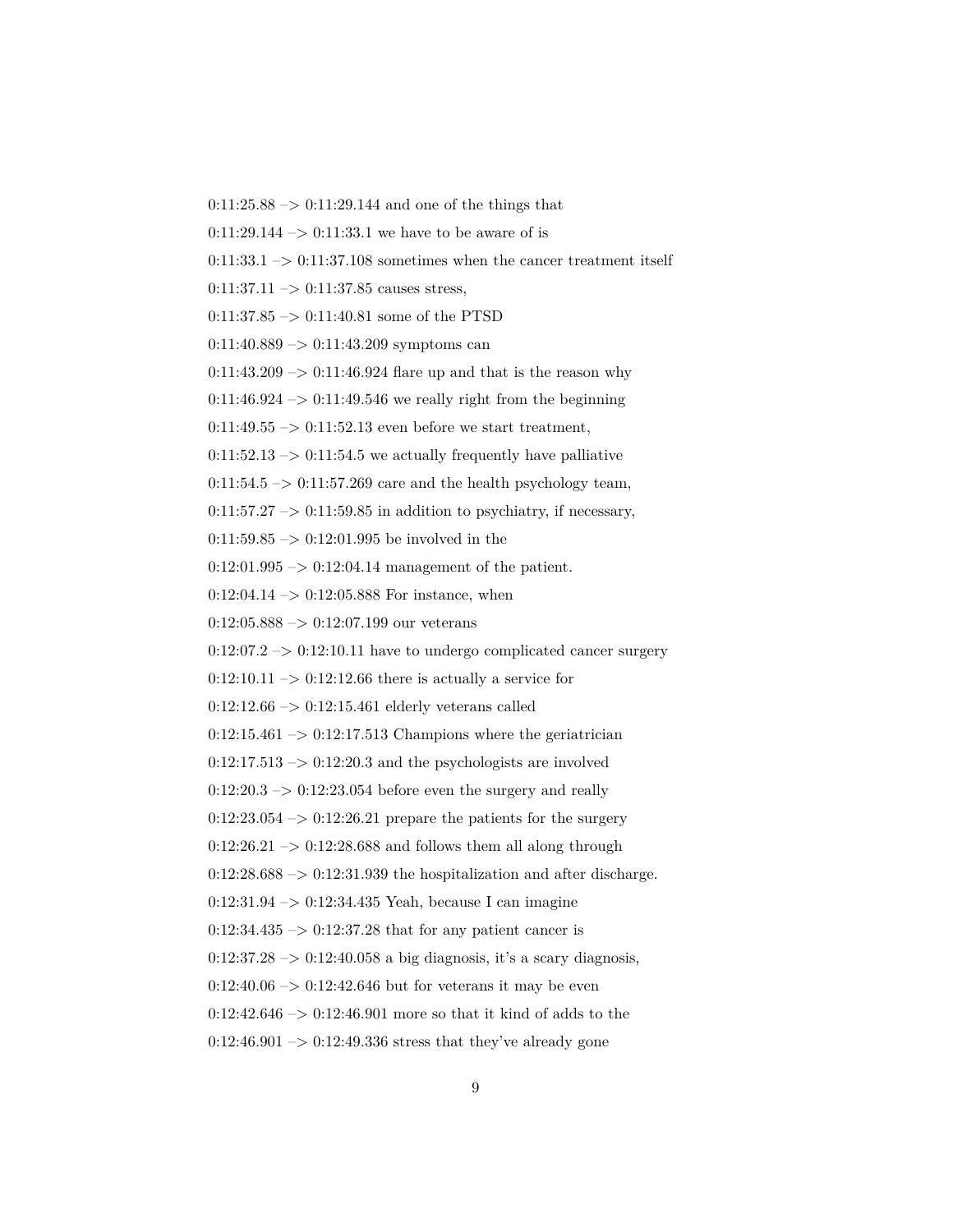0:11:25.88 –> 0:11:29.144 and one of the things that

0:11:29.144 –> 0:11:33.1 we have to be aware of is

0:11:33.1 –> 0:11:37.108 sometimes when the cancer treatment itself

0:11:37.11 –> 0:11:37.85 causes stress,

0:11:37.85 –> 0:11:40.81 some of the PTSD

0:11:40.889 –> 0:11:43.209 symptoms can

0:11:43.209 –> 0:11:46.924 flare up and that is the reason why

0:11:46.924 –> 0:11:49.546 we really right from the beginning

0:11:49.55 –> 0:11:52.13 even before we start treatment,

0:11:52.13 –> 0:11:54.5 we actually frequently have palliative

0:11:54.5 –> 0:11:57.269 care and the health psychology team,

0:11:57.27 –> 0:11:59.85 in addition to psychiatry, if necessary,

0:11:59.85 –> 0:12:01.995 be involved in the

0:12:01.995 –> 0:12:04.14 management of the patient.

0:12:04.14 –> 0:12:05.888 For instance, when

0:12:05.888 –> 0:12:07.199 our veterans

0:12:07.2 –> 0:12:10.11 have to undergo complicated cancer surgery

0:12:10.11 –> 0:12:12.66 there is actually a service for

0:12:12.66 –> 0:12:15.461 elderly veterans called

0:12:15.461 –> 0:12:17.513 Champions where the geriatrician

0:12:17.513 –> 0:12:20.3 and the psychologists are involved

0:12:20.3 –> 0:12:23.054 before even the surgery and really

0:12:23.054 –> 0:12:26.21 prepare the patients for the surgery

0:12:26.21 –> 0:12:28.688 and follows them all along through

0:12:28.688 –> 0:12:31.939 the hospitalization and after discharge.

0:12:31.94 –> 0:12:34.435 Yeah, because I can imagine

0:12:34.435 –> 0:12:37.28 that for any patient cancer is

0:12:37.28 –> 0:12:40.058 a big diagnosis, it's a scary diagnosis,

0:12:40.06 –> 0:12:42.646 but for veterans it may be even

0:12:42.646 –> 0:12:46.901 more so that it kind of adds to the

0:12:46.901 –> 0:12:49.336 stress that they've already gone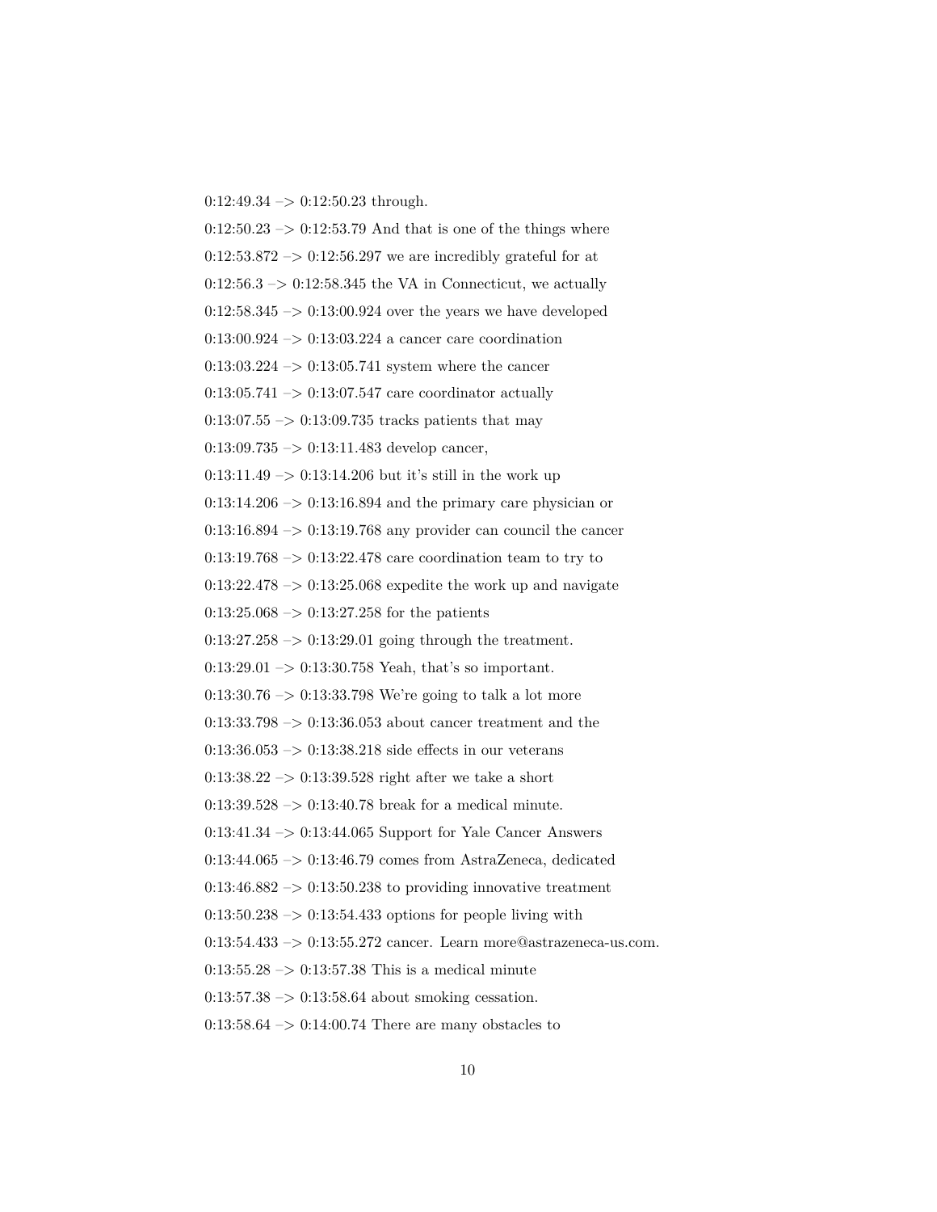0:12:49.34 –> 0:12:50.23 through.

0:12:50.23 –> 0:12:53.79 And that is one of the things where

0:12:53.872 –> 0:12:56.297 we are incredibly grateful for at

0:12:56.3 –> 0:12:58.345 the VA in Connecticut, we actually

0:12:58.345 –> 0:13:00.924 over the years we have developed

0:13:00.924 –> 0:13:03.224 a cancer care coordination

0:13:03.224 –> 0:13:05.741 system where the cancer

0:13:05.741 –> 0:13:07.547 care coordinator actually

0:13:07.55 –> 0:13:09.735 tracks patients that may

0:13:09.735 –> 0:13:11.483 develop cancer,

0:13:11.49 –> 0:13:14.206 but it's still in the work up

0:13:14.206 –> 0:13:16.894 and the primary care physician or

0:13:16.894 –> 0:13:19.768 any provider can council the cancer

0:13:19.768 –> 0:13:22.478 care coordination team to try to

0:13:22.478 –> 0:13:25.068 expedite the work up and navigate

0:13:25.068 –> 0:13:27.258 for the patients

0:13:27.258 –> 0:13:29.01 going through the treatment.

0:13:29.01 –> 0:13:30.758 Yeah, that's so important.

0:13:30.76 –> 0:13:33.798 We're going to talk a lot more

0:13:33.798 –> 0:13:36.053 about cancer treatment and the

0:13:36.053 –> 0:13:38.218 side effects in our veterans

0:13:38.22 –> 0:13:39.528 right after we take a short

0:13:39.528 –> 0:13:40.78 break for a medical minute.

0:13:41.34 –> 0:13:44.065 Support for Yale Cancer Answers

0:13:44.065 –> 0:13:46.79 comes from AstraZeneca, dedicated

0:13:46.882 –> 0:13:50.238 to providing innovative treatment

0:13:50.238 –> 0:13:54.433 options for people living with

0:13:54.433 –> 0:13:55.272 cancer. Learn more@astrazeneca-us.com.

0:13:55.28 –> 0:13:57.38 This is a medical minute

0:13:57.38 –> 0:13:58.64 about smoking cessation.

0:13:58.64 –> 0:14:00.74 There are many obstacles to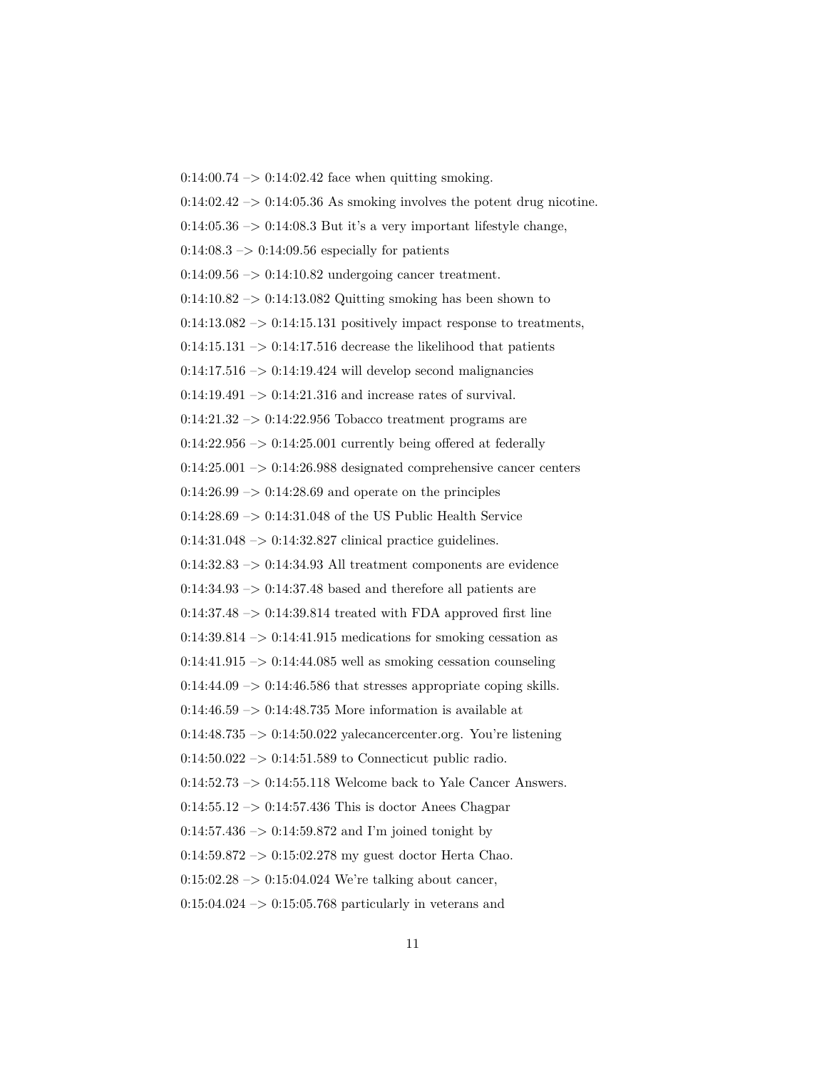0:14:00.74 –> 0:14:02.42 face when quitting smoking.

0:14:02.42 –> 0:14:05.36 As smoking involves the potent drug nicotine.

0:14:05.36 –> 0:14:08.3 But it's a very important lifestyle change,

0:14:08.3 –> 0:14:09.56 especially for patients

0:14:09.56 –> 0:14:10.82 undergoing cancer treatment.

0:14:10.82 –> 0:14:13.082 Quitting smoking has been shown to

0:14:13.082 –> 0:14:15.131 positively impact response to treatments,

0:14:15.131 –> 0:14:17.516 decrease the likelihood that patients

0:14:17.516 –> 0:14:19.424 will develop second malignancies

0:14:19.491 –> 0:14:21.316 and increase rates of survival.

0:14:21.32 –> 0:14:22.956 Tobacco treatment programs are

0:14:22.956 –> 0:14:25.001 currently being offered at federally

0:14:25.001 –> 0:14:26.988 designated comprehensive cancer centers

0:14:26.99 –> 0:14:28.69 and operate on the principles

0:14:28.69 –> 0:14:31.048 of the US Public Health Service

0:14:31.048 –> 0:14:32.827 clinical practice guidelines.

0:14:32.83 –> 0:14:34.93 All treatment components are evidence

0:14:34.93 –> 0:14:37.48 based and therefore all patients are

0:14:37.48 –> 0:14:39.814 treated with FDA approved first line

0:14:39.814 –> 0:14:41.915 medications for smoking cessation as

0:14:41.915 –> 0:14:44.085 well as smoking cessation counseling

0:14:44.09 –> 0:14:46.586 that stresses appropriate coping skills.

0:14:46.59 –> 0:14:48.735 More information is available at

0:14:48.735 –> 0:14:50.022 yalecancercenter.org. You're listening

0:14:50.022 –> 0:14:51.589 to Connecticut public radio.

0:14:52.73 –> 0:14:55.118 Welcome back to Yale Cancer Answers.

0:14:55.12 –> 0:14:57.436 This is doctor Anees Chagpar

0:14:57.436 –> 0:14:59.872 and I'm joined tonight by

0:14:59.872 –> 0:15:02.278 my guest doctor Herta Chao.

0:15:02.28 –> 0:15:04.024 We're talking about cancer,

0:15:04.024 –> 0:15:05.768 particularly in veterans and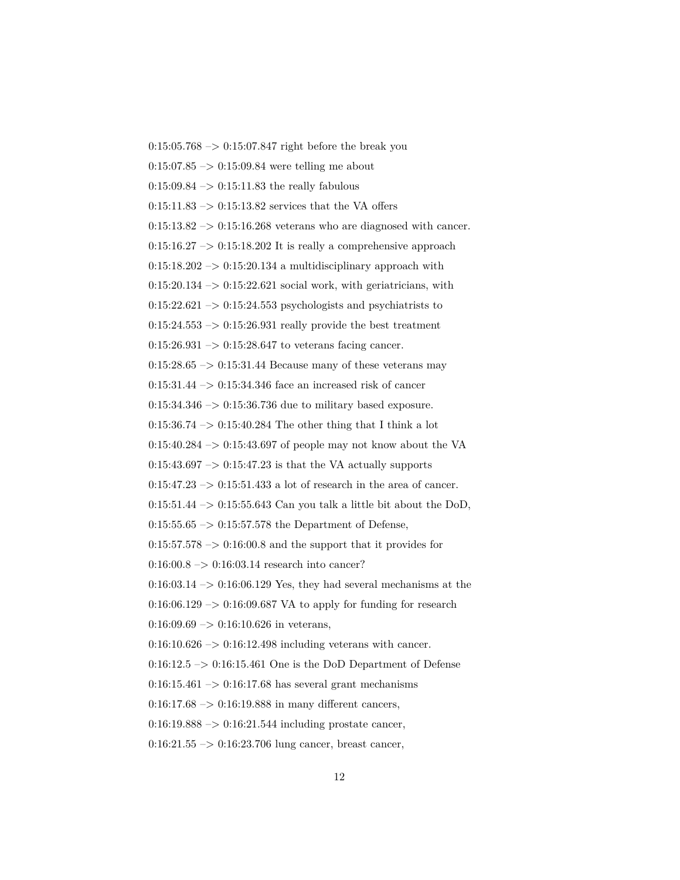0:15:05.768 –> 0:15:07.847 right before the break you

0:15:07.85 –> 0:15:09.84 were telling me about

0:15:09.84 –> 0:15:11.83 the really fabulous

0:15:11.83 –> 0:15:13.82 services that the VA offers

0:15:13.82 –> 0:15:16.268 veterans who are diagnosed with cancer.

0:15:16.27 –> 0:15:18.202 It is really a comprehensive approach

0:15:18.202 –> 0:15:20.134 a multidisciplinary approach with

0:15:20.134 –> 0:15:22.621 social work, with geriatricians, with

0:15:22.621 –> 0:15:24.553 psychologists and psychiatrists to

0:15:24.553 –> 0:15:26.931 really provide the best treatment

0:15:26.931 –> 0:15:28.647 to veterans facing cancer.

0:15:28.65 –> 0:15:31.44 Because many of these veterans may

0:15:31.44 –> 0:15:34.346 face an increased risk of cancer

0:15:34.346 –> 0:15:36.736 due to military based exposure.

0:15:36.74 –> 0:15:40.284 The other thing that I think a lot

0:15:40.284 –> 0:15:43.697 of people may not know about the VA

0:15:43.697 –> 0:15:47.23 is that the VA actually supports

0:15:47.23 –> 0:15:51.433 a lot of research in the area of cancer.

0:15:51.44 –> 0:15:55.643 Can you talk a little bit about the DoD,

0:15:55.65 –> 0:15:57.578 the Department of Defense,

0:15:57.578 –> 0:16:00.8 and the support that it provides for

0:16:00.8 –> 0:16:03.14 research into cancer?

0:16:03.14 –> 0:16:06.129 Yes, they had several mechanisms at the

0:16:06.129 –> 0:16:09.687 VA to apply for funding for research

0:16:09.69 –> 0:16:10.626 in veterans,

0:16:10.626 –> 0:16:12.498 including veterans with cancer.

0:16:12.5 –> 0:16:15.461 One is the DoD Department of Defense

0:16:15.461 –> 0:16:17.68 has several grant mechanisms

0:16:17.68 –> 0:16:19.888 in many different cancers,

0:16:19.888 –> 0:16:21.544 including prostate cancer,

0:16:21.55 –> 0:16:23.706 lung cancer, breast cancer,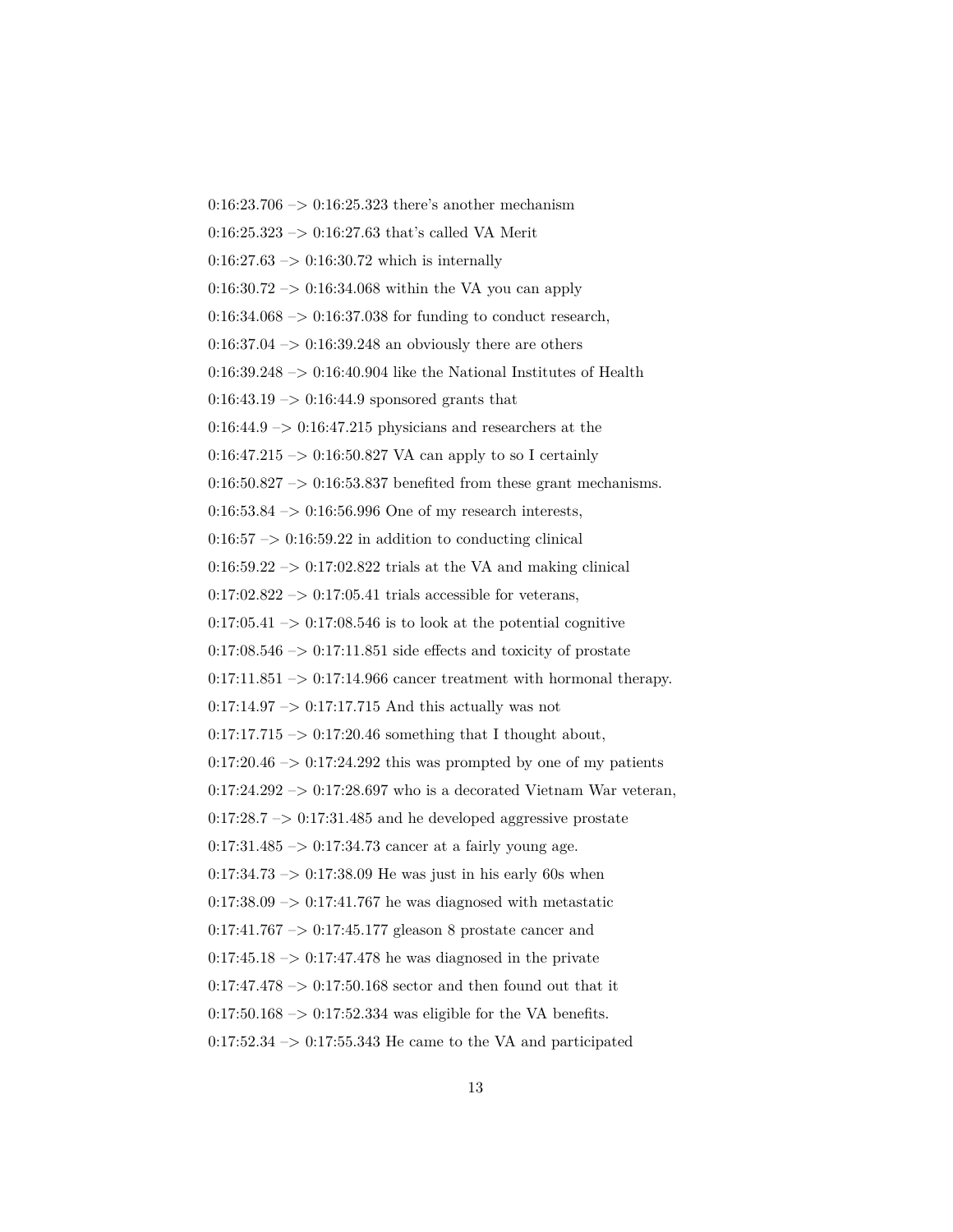0:16:23.706 –> 0:16:25.323 there's another mechanism

0:16:25.323 –> 0:16:27.63 that's called VA Merit

0:16:27.63 –> 0:16:30.72 which is internally

0:16:30.72 –> 0:16:34.068 within the VA you can apply

0:16:34.068 –> 0:16:37.038 for funding to conduct research,

0:16:37.04 –> 0:16:39.248 an obviously there are others

0:16:39.248 –> 0:16:40.904 like the National Institutes of Health

0:16:43.19 –> 0:16:44.9 sponsored grants that

0:16:44.9 –> 0:16:47.215 physicians and researchers at the

0:16:47.215 –> 0:16:50.827 VA can apply to so I certainly

0:16:50.827 –> 0:16:53.837 benefited from these grant mechanisms.

0:16:53.84 –> 0:16:56.996 One of my research interests,

0:16:57 –> 0:16:59.22 in addition to conducting clinical

0:16:59.22 –> 0:17:02.822 trials at the VA and making clinical

0:17:02.822 –> 0:17:05.41 trials accessible for veterans,

0:17:05.41 –> 0:17:08.546 is to look at the potential cognitive

0:17:08.546 –> 0:17:11.851 side effects and toxicity of prostate

0:17:11.851 –> 0:17:14.966 cancer treatment with hormonal therapy.

0:17:14.97 –> 0:17:17.715 And this actually was not

0:17:17.715 –> 0:17:20.46 something that I thought about,

0:17:20.46 –> 0:17:24.292 this was prompted by one of my patients

0:17:24.292 –> 0:17:28.697 who is a decorated Vietnam War veteran,

0:17:28.7 –> 0:17:31.485 and he developed aggressive prostate

0:17:31.485 –> 0:17:34.73 cancer at a fairly young age.

0:17:34.73 –> 0:17:38.09 He was just in his early 60s when

0:17:38.09 –> 0:17:41.767 he was diagnosed with metastatic

0:17:41.767 –> 0:17:45.177 gleason 8 prostate cancer and

0:17:45.18 –> 0:17:47.478 he was diagnosed in the private

0:17:47.478 –> 0:17:50.168 sector and then found out that it

0:17:50.168 –> 0:17:52.334 was eligible for the VA benefits.

0:17:52.34 –> 0:17:55.343 He came to the VA and participated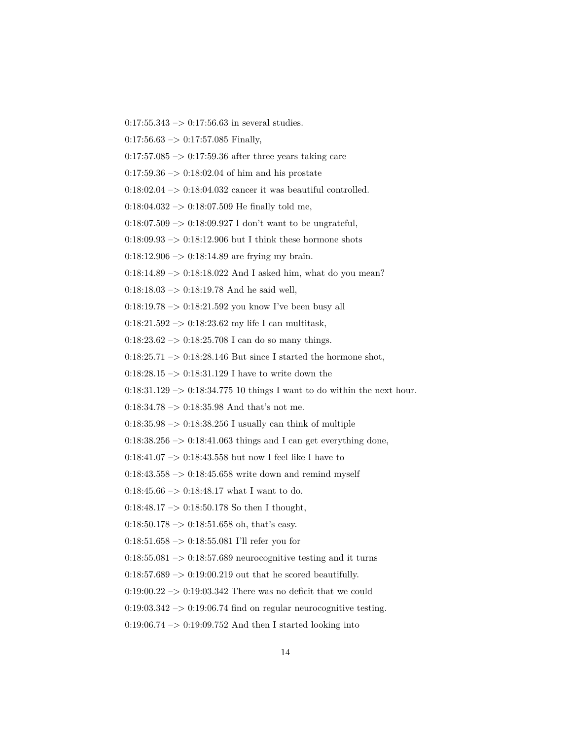0:17:55.343 –> 0:17:56.63 in several studies.

0:17:56.63 –> 0:17:57.085 Finally,

0:17:57.085 –> 0:17:59.36 after three years taking care

0:17:59.36 –> 0:18:02.04 of him and his prostate

0:18:02.04 –> 0:18:04.032 cancer it was beautiful controlled.

0:18:04.032 –> 0:18:07.509 He finally told me,

0:18:07.509 –> 0:18:09.927 I don't want to be ungrateful,

0:18:09.93 –> 0:18:12.906 but I think these hormone shots

0:18:12.906 –> 0:18:14.89 are frying my brain.

0:18:14.89 –> 0:18:18.022 And I asked him, what do you mean?

0:18:18.03 –> 0:18:19.78 And he said well,

0:18:19.78 –> 0:18:21.592 you know I've been busy all

0:18:21.592 –> 0:18:23.62 my life I can multitask,

0:18:23.62 –> 0:18:25.708 I can do so many things.

0:18:25.71 –> 0:18:28.146 But since I started the hormone shot,

0:18:28.15 –> 0:18:31.129 I have to write down the

0:18:31.129 –> 0:18:34.775 10 things I want to do within the next hour.

0:18:34.78 –> 0:18:35.98 And that's not me.

0:18:35.98 –> 0:18:38.256 I usually can think of multiple

0:18:38.256 –> 0:18:41.063 things and I can get everything done,

0:18:41.07 –> 0:18:43.558 but now I feel like I have to

0:18:43.558 –> 0:18:45.658 write down and remind myself

0:18:45.66 –> 0:18:48.17 what I want to do.

0:18:48.17 –> 0:18:50.178 So then I thought,

0:18:50.178 –> 0:18:51.658 oh, that's easy.

0:18:51.658 –> 0:18:55.081 I'll refer you for

0:18:55.081 –> 0:18:57.689 neurocognitive testing and it turns

0:18:57.689 –> 0:19:00.219 out that he scored beautifully.

0:19:00.22 –> 0:19:03.342 There was no deficit that we could

0:19:03.342 –> 0:19:06.74 find on regular neurocognitive testing.

0:19:06.74 –> 0:19:09.752 And then I started looking into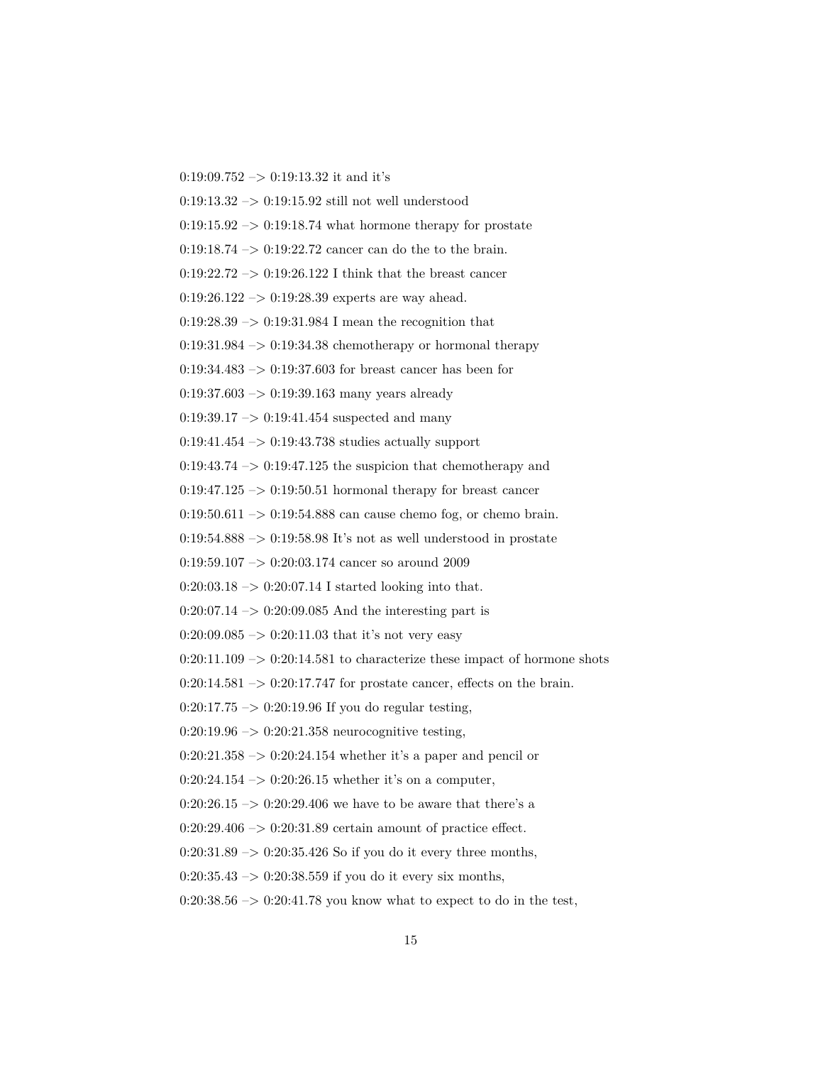0:19:09.752 –> 0:19:13.32 it and it's

0:19:13.32 –> 0:19:15.92 still not well understood

0:19:15.92 –> 0:19:18.74 what hormone therapy for prostate

0:19:18.74 –> 0:19:22.72 cancer can do the to the brain.

0:19:22.72 –> 0:19:26.122 I think that the breast cancer

0:19:26.122 –> 0:19:28.39 experts are way ahead.

0:19:28.39 –> 0:19:31.984 I mean the recognition that

0:19:31.984 –> 0:19:34.38 chemotherapy or hormonal therapy

0:19:34.483 –> 0:19:37.603 for breast cancer has been for

0:19:37.603 –> 0:19:39.163 many years already

0:19:39.17 –> 0:19:41.454 suspected and many

0:19:41.454 –> 0:19:43.738 studies actually support

0:19:43.74 –> 0:19:47.125 the suspicion that chemotherapy and

0:19:47.125 –> 0:19:50.51 hormonal therapy for breast cancer

0:19:50.611 –> 0:19:54.888 can cause chemo fog, or chemo brain.

0:19:54.888 –> 0:19:58.98 It's not as well understood in prostate

0:19:59.107 –> 0:20:03.174 cancer so around 2009

0:20:03.18 –> 0:20:07.14 I started looking into that.

0:20:07.14 –> 0:20:09.085 And the interesting part is

0:20:09.085 –> 0:20:11.03 that it's not very easy

0:20:11.109 –> 0:20:14.581 to characterize these impact of hormone shots

0:20:14.581 –> 0:20:17.747 for prostate cancer, effects on the brain.

0:20:17.75 –> 0:20:19.96 If you do regular testing,

0:20:19.96 –> 0:20:21.358 neurocognitive testing,

0:20:21.358 –> 0:20:24.154 whether it's a paper and pencil or

0:20:24.154 –> 0:20:26.15 whether it's on a computer,

0:20:26.15 –> 0:20:29.406 we have to be aware that there's a

0:20:29.406 –> 0:20:31.89 certain amount of practice effect.

0:20:31.89 –> 0:20:35.426 So if you do it every three months,

0:20:35.43 –> 0:20:38.559 if you do it every six months,

0:20:38.56 –> 0:20:41.78 you know what to expect to do in the test,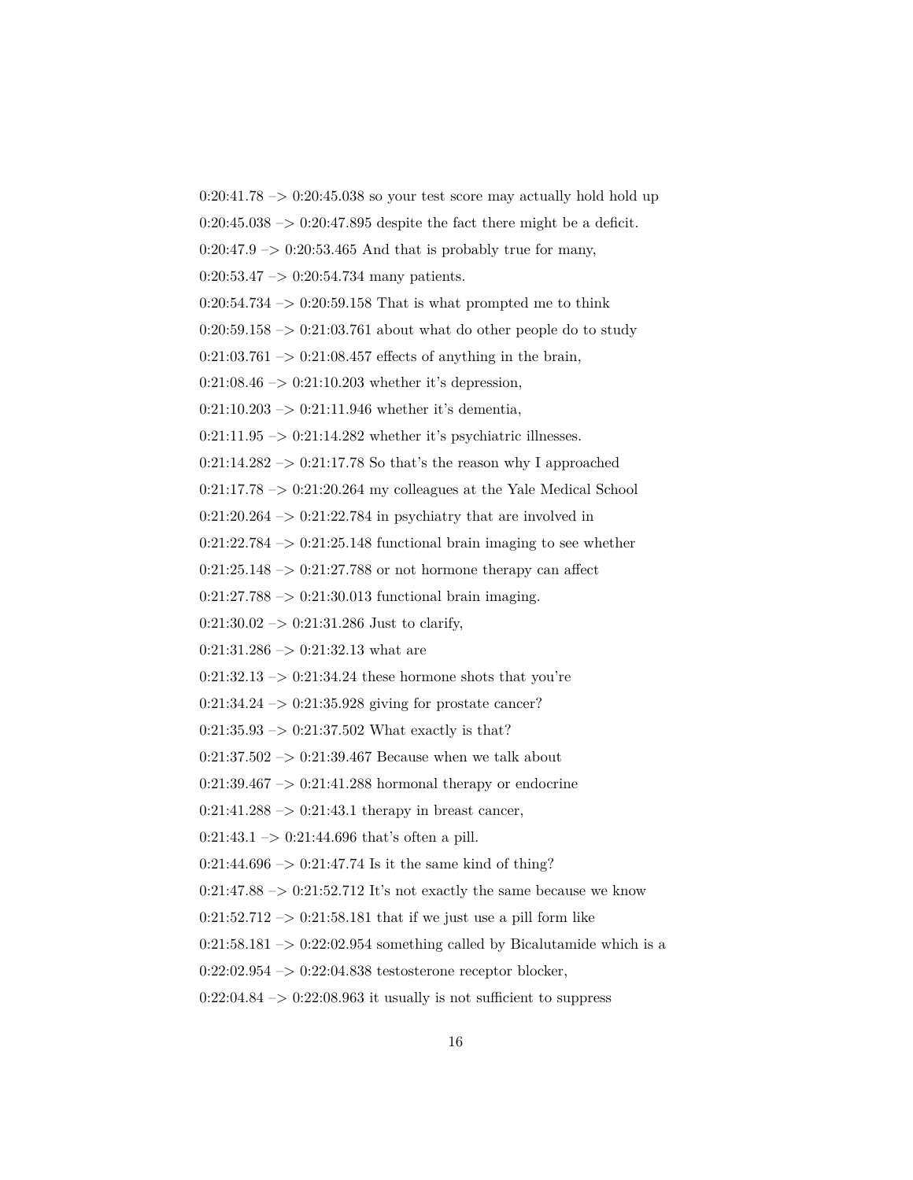0:20:41.78 –> 0:20:45.038 so your test score may actually hold hold up

0:20:45.038 –> 0:20:47.895 despite the fact there might be a deficit.

0:20:47.9 –> 0:20:53.465 And that is probably true for many,

0:20:53.47 –> 0:20:54.734 many patients.

0:20:54.734 –> 0:20:59.158 That is what prompted me to think

0:20:59.158 –> 0:21:03.761 about what do other people do to study

0:21:03.761 –> 0:21:08.457 effects of anything in the brain,

0:21:08.46 –> 0:21:10.203 whether it's depression,

0:21:10.203 –> 0:21:11.946 whether it's dementia,

0:21:11.95 –> 0:21:14.282 whether it's psychiatric illnesses.

0:21:14.282 –> 0:21:17.78 So that's the reason why I approached

0:21:17.78 –> 0:21:20.264 my colleagues at the Yale Medical School

0:21:20.264 –> 0:21:22.784 in psychiatry that are involved in

0:21:22.784 –> 0:21:25.148 functional brain imaging to see whether

0:21:25.148 –> 0:21:27.788 or not hormone therapy can affect

0:21:27.788 –> 0:21:30.013 functional brain imaging.

0:21:30.02 –> 0:21:31.286 Just to clarify,

0:21:31.286 –> 0:21:32.13 what are

0:21:32.13 –> 0:21:34.24 these hormone shots that you're

0:21:34.24 –> 0:21:35.928 giving for prostate cancer?

0:21:35.93 –> 0:21:37.502 What exactly is that?

0:21:37.502 –> 0:21:39.467 Because when we talk about

0:21:39.467 –> 0:21:41.288 hormonal therapy or endocrine

0:21:41.288 –> 0:21:43.1 therapy in breast cancer,

0:21:43.1 –> 0:21:44.696 that's often a pill.

0:21:44.696 –> 0:21:47.74 Is it the same kind of thing?

0:21:47.88 –> 0:21:52.712 It's not exactly the same because we know

0:21:52.712 –> 0:21:58.181 that if we just use a pill form like

0:21:58.181 –> 0:22:02.954 something called by Bicalutamide which is a

0:22:02.954 –> 0:22:04.838 testosterone receptor blocker,

0:22:04.84 –> 0:22:08.963 it usually is not sufficient to suppress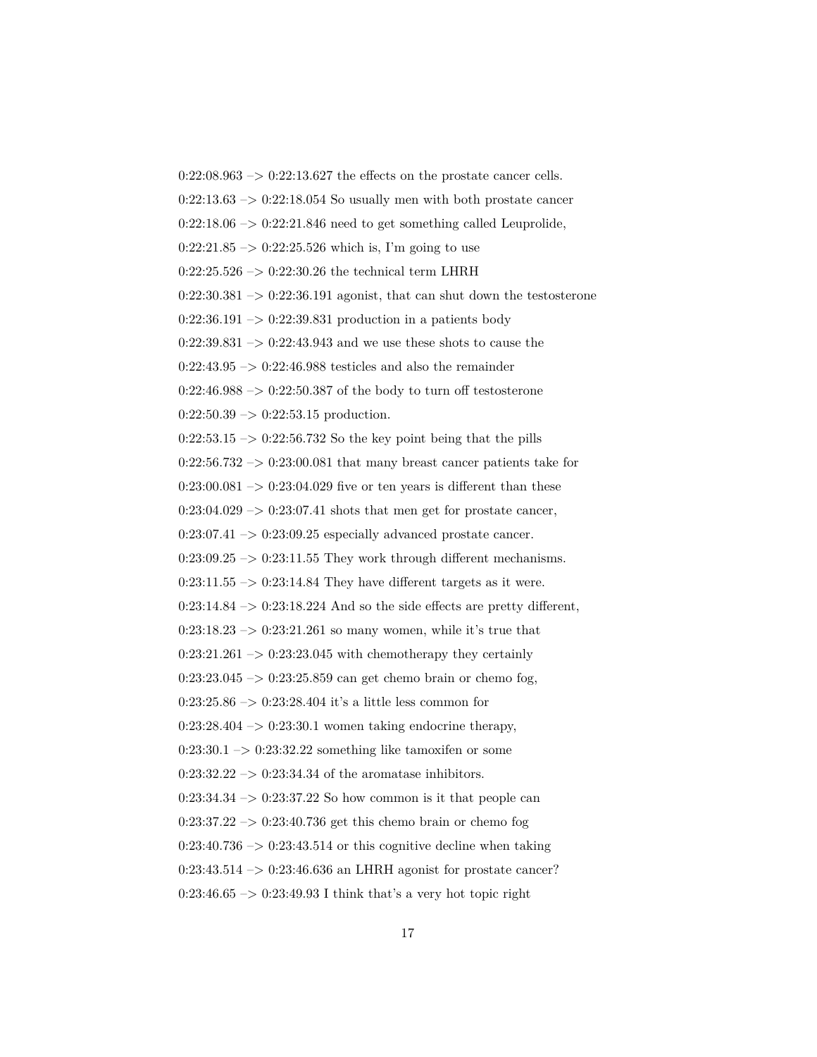0:22:08.963 –> 0:22:13.627 the effects on the prostate cancer cells.

0:22:13.63 –> 0:22:18.054 So usually men with both prostate cancer

0:22:18.06 –> 0:22:21.846 need to get something called Leuprolide,

0:22:21.85 –> 0:22:25.526 which is, I'm going to use

0:22:25.526 –> 0:22:30.26 the technical term LHRH

0:22:30.381 –> 0:22:36.191 agonist, that can shut down the testosterone

0:22:36.191 –> 0:22:39.831 production in a patients body

0:22:39.831 –> 0:22:43.943 and we use these shots to cause the

0:22:43.95 –> 0:22:46.988 testicles and also the remainder

0:22:46.988 –> 0:22:50.387 of the body to turn off testosterone

0:22:50.39 –> 0:22:53.15 production.

0:22:53.15 –> 0:22:56.732 So the key point being that the pills

0:22:56.732 –> 0:23:00.081 that many breast cancer patients take for

0:23:00.081 –> 0:23:04.029 five or ten years is different than these

0:23:04.029 –> 0:23:07.41 shots that men get for prostate cancer,

0:23:07.41 –> 0:23:09.25 especially advanced prostate cancer.

0:23:09.25 –> 0:23:11.55 They work through different mechanisms.

0:23:11.55 –> 0:23:14.84 They have different targets as it were.

0:23:14.84 –> 0:23:18.224 And so the side effects are pretty different,

0:23:18.23 –> 0:23:21.261 so many women, while it's true that

0:23:21.261 –> 0:23:23.045 with chemotherapy they certainly

0:23:23.045 –> 0:23:25.859 can get chemo brain or chemo fog,

0:23:25.86 –> 0:23:28.404 it's a little less common for

0:23:28.404 –> 0:23:30.1 women taking endocrine therapy,

0:23:30.1 –> 0:23:32.22 something like tamoxifen or some

0:23:32.22 –> 0:23:34.34 of the aromatase inhibitors.

0:23:34.34 –> 0:23:37.22 So how common is it that people can

0:23:37.22 –> 0:23:40.736 get this chemo brain or chemo fog

0:23:40.736 –> 0:23:43.514 or this cognitive decline when taking

0:23:43.514 –> 0:23:46.636 an LHRH agonist for prostate cancer?

0:23:46.65 –> 0:23:49.93 I think that's a very hot topic right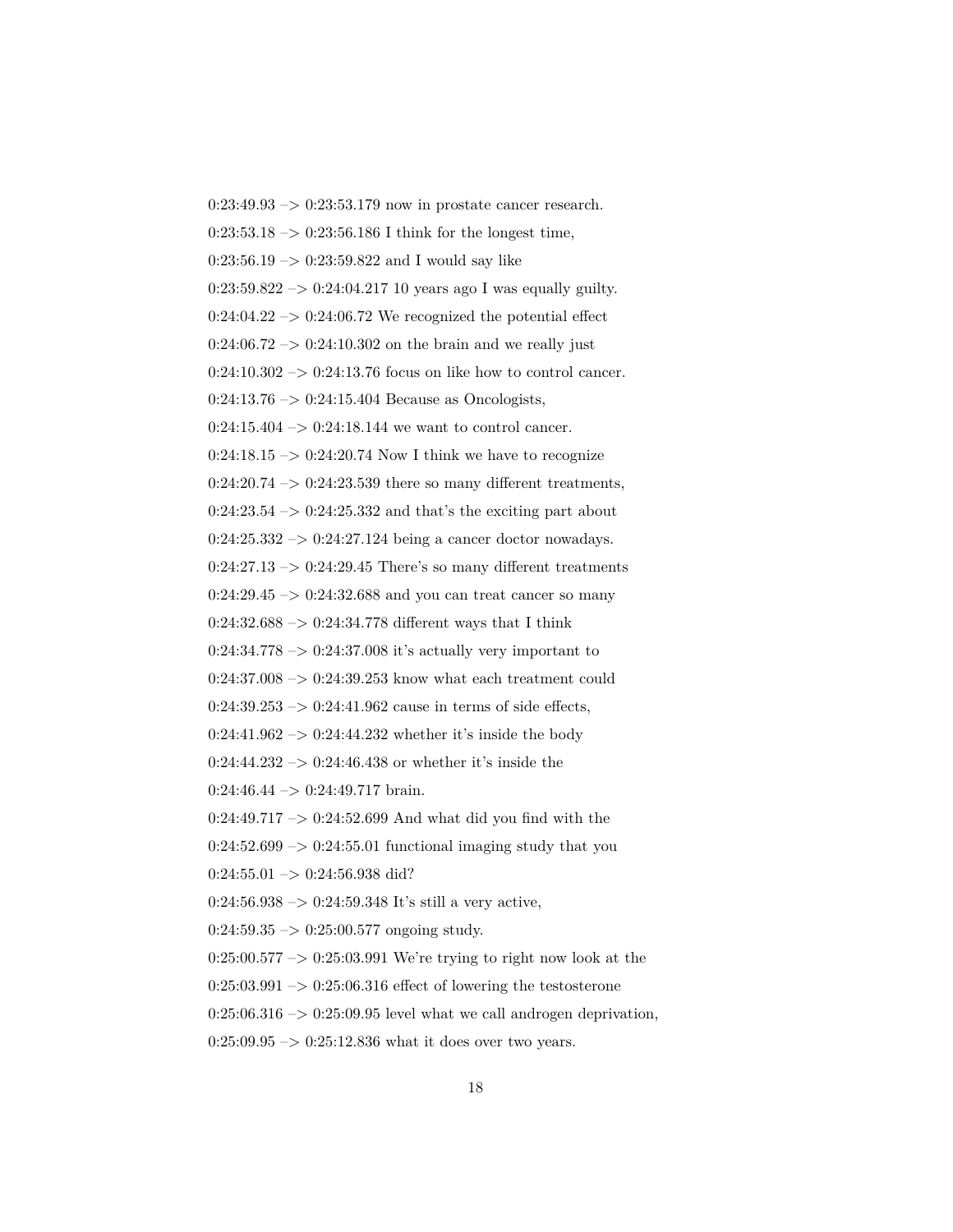0:23:49.93 –> 0:23:53.179 now in prostate cancer research.

0:23:53.18 –> 0:23:56.186 I think for the longest time,

0:23:56.19 –> 0:23:59.822 and I would say like

0:23:59.822 –> 0:24:04.217 10 years ago I was equally guilty.

0:24:04.22 –> 0:24:06.72 We recognized the potential effect

0:24:06.72 –> 0:24:10.302 on the brain and we really just

0:24:10.302 –> 0:24:13.76 focus on like how to control cancer.

0:24:13.76 –> 0:24:15.404 Because as Oncologists,

0:24:15.404 –> 0:24:18.144 we want to control cancer.

0:24:18.15 –> 0:24:20.74 Now I think we have to recognize

0:24:20.74 –> 0:24:23.539 there so many different treatments,

0:24:23.54 –> 0:24:25.332 and that's the exciting part about

0:24:25.332 –> 0:24:27.124 being a cancer doctor nowadays.

0:24:27.13 –> 0:24:29.45 There's so many different treatments

0:24:29.45 –> 0:24:32.688 and you can treat cancer so many

0:24:32.688 –> 0:24:34.778 different ways that I think

0:24:34.778 –> 0:24:37.008 it's actually very important to

0:24:37.008 –> 0:24:39.253 know what each treatment could

0:24:39.253 –> 0:24:41.962 cause in terms of side effects,

0:24:41.962 –> 0:24:44.232 whether it's inside the body

0:24:44.232 –> 0:24:46.438 or whether it's inside the

0:24:46.44 –> 0:24:49.717 brain.

0:24:49.717 –> 0:24:52.699 And what did you find with the

0:24:52.699 –> 0:24:55.01 functional imaging study that you

0:24:55.01 –> 0:24:56.938 did?

0:24:56.938 –> 0:24:59.348 It's still a very active,

0:24:59.35 –> 0:25:00.577 ongoing study.

0:25:00.577 –> 0:25:03.991 We're trying to right now look at the

0:25:03.991 –> 0:25:06.316 effect of lowering the testosterone

0:25:06.316 –> 0:25:09.95 level what we call androgen deprivation,

0:25:09.95 –> 0:25:12.836 what it does over two years.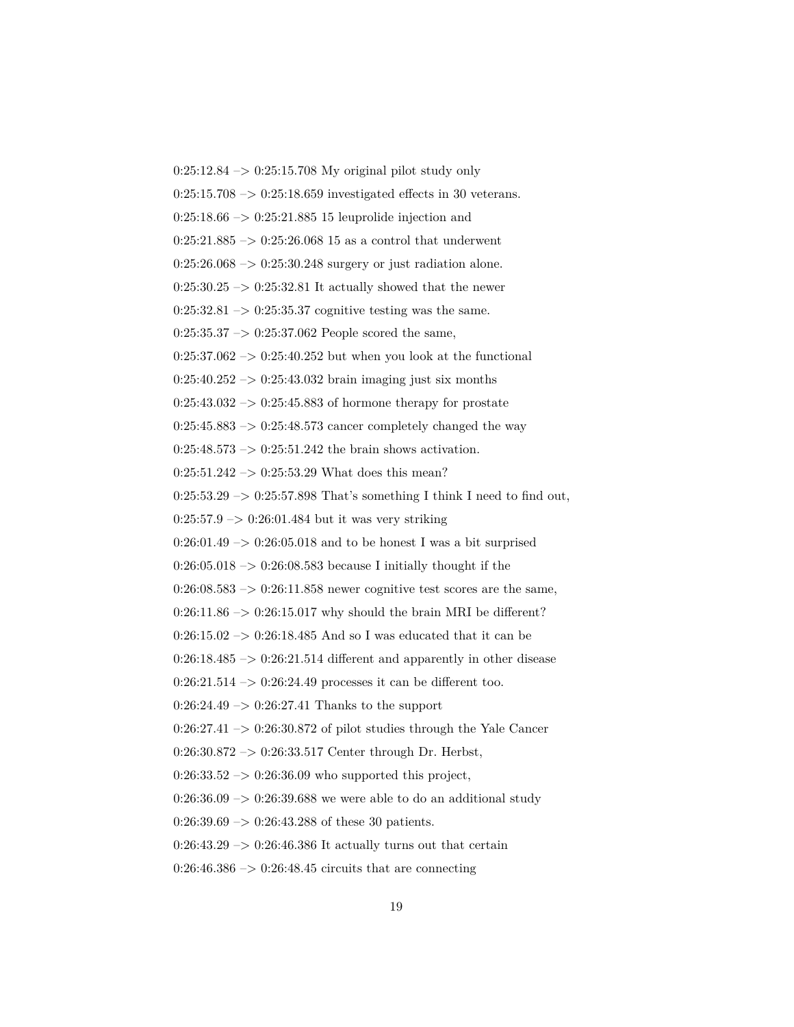0:25:12.84 –> 0:25:15.708 My original pilot study only

0:25:15.708 –> 0:25:18.659 investigated effects in 30 veterans.

0:25:18.66 –> 0:25:21.885 15 leuprolide injection and

0:25:21.885 –> 0:25:26.068 15 as a control that underwent

0:25:26.068 –> 0:25:30.248 surgery or just radiation alone.

0:25:30.25 –> 0:25:32.81 It actually showed that the newer

0:25:32.81 –> 0:25:35.37 cognitive testing was the same.

0:25:35.37 –> 0:25:37.062 People scored the same,

0:25:37.062 –> 0:25:40.252 but when you look at the functional

0:25:40.252 –> 0:25:43.032 brain imaging just six months

0:25:43.032 –> 0:25:45.883 of hormone therapy for prostate

0:25:45.883 –> 0:25:48.573 cancer completely changed the way

0:25:48.573 –> 0:25:51.242 the brain shows activation.

0:25:51.242 –> 0:25:53.29 What does this mean?

0:25:53.29 –> 0:25:57.898 That's something I think I need to find out,

0:25:57.9 –> 0:26:01.484 but it was very striking

0:26:01.49 –> 0:26:05.018 and to be honest I was a bit surprised

0:26:05.018 –> 0:26:08.583 because I initially thought if the

0:26:08.583 –> 0:26:11.858 newer cognitive test scores are the same,

0:26:11.86 –> 0:26:15.017 why should the brain MRI be different?

0:26:15.02 –> 0:26:18.485 And so I was educated that it can be

0:26:18.485 –> 0:26:21.514 different and apparently in other disease

0:26:21.514 –> 0:26:24.49 processes it can be different too.

0:26:24.49 –> 0:26:27.41 Thanks to the support

0:26:27.41 –> 0:26:30.872 of pilot studies through the Yale Cancer

0:26:30.872 –> 0:26:33.517 Center through Dr. Herbst,

0:26:33.52 –> 0:26:36.09 who supported this project,

0:26:36.09 –> 0:26:39.688 we were able to do an additional study

0:26:39.69 –> 0:26:43.288 of these 30 patients.

0:26:43.29 –> 0:26:46.386 It actually turns out that certain

0:26:46.386 –> 0:26:48.45 circuits that are connecting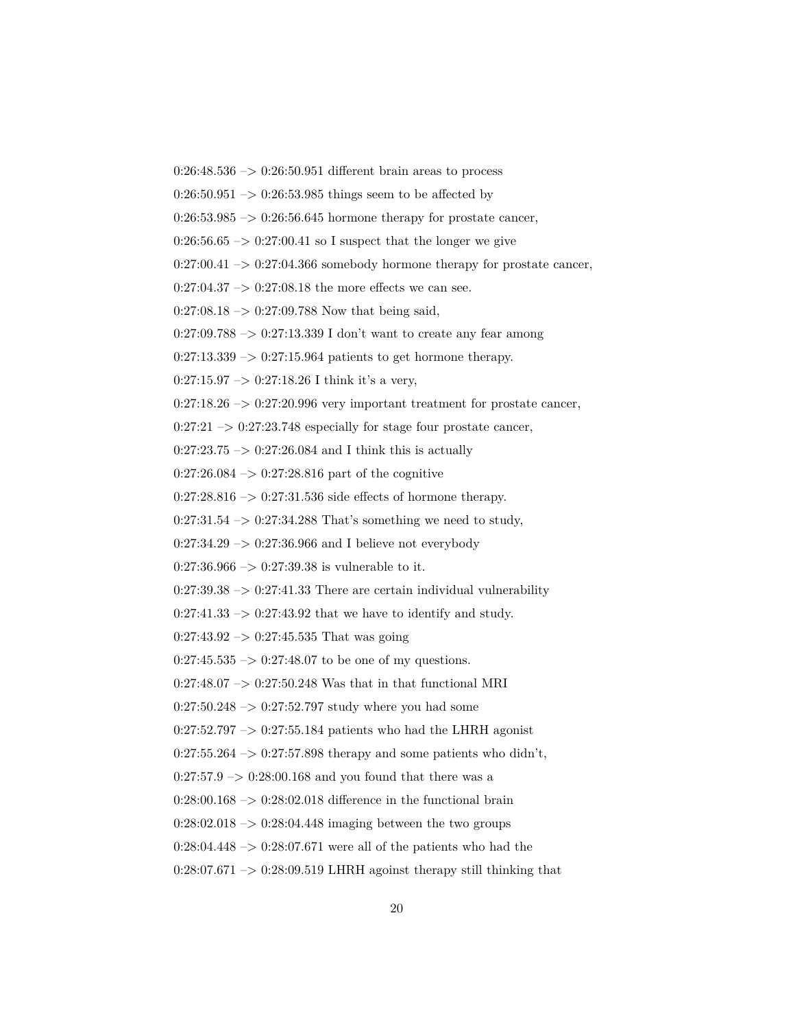0:26:48.536 –> 0:26:50.951 different brain areas to process

0:26:50.951 –> 0:26:53.985 things seem to be affected by

0:26:53.985 –> 0:26:56.645 hormone therapy for prostate cancer,

0:26:56.65 –> 0:27:00.41 so I suspect that the longer we give

0:27:00.41 –> 0:27:04.366 somebody hormone therapy for prostate cancer,

0:27:04.37 –> 0:27:08.18 the more effects we can see.

0:27:08.18 –> 0:27:09.788 Now that being said,

0:27:09.788 –> 0:27:13.339 I don't want to create any fear among

0:27:13.339 –> 0:27:15.964 patients to get hormone therapy.

0:27:15.97 –> 0:27:18.26 I think it's a very,

0:27:18.26 –> 0:27:20.996 very important treatment for prostate cancer,

0:27:21 –> 0:27:23.748 especially for stage four prostate cancer,

0:27:23.75 –> 0:27:26.084 and I think this is actually

0:27:26.084 –> 0:27:28.816 part of the cognitive

0:27:28.816 –> 0:27:31.536 side effects of hormone therapy.

0:27:31.54 –> 0:27:34.288 That's something we need to study,

0:27:34.29 –> 0:27:36.966 and I believe not everybody

0:27:36.966 –> 0:27:39.38 is vulnerable to it.

0:27:39.38 –> 0:27:41.33 There are certain individual vulnerability

0:27:41.33 –> 0:27:43.92 that we have to identify and study.

0:27:43.92 –> 0:27:45.535 That was going

0:27:45.535 –> 0:27:48.07 to be one of my questions.

0:27:48.07 –> 0:27:50.248 Was that in that functional MRI

0:27:50.248 –> 0:27:52.797 study where you had some

0:27:52.797 –> 0:27:55.184 patients who had the LHRH agonist

0:27:55.264 –> 0:27:57.898 therapy and some patients who didn't,

0:27:57.9 –> 0:28:00.168 and you found that there was a

0:28:00.168 –> 0:28:02.018 difference in the functional brain

0:28:02.018 –> 0:28:04.448 imaging between the two groups

0:28:04.448 –> 0:28:07.671 were all of the patients who had the

0:28:07.671 –> 0:28:09.519 LHRH agoinst therapy still thinking that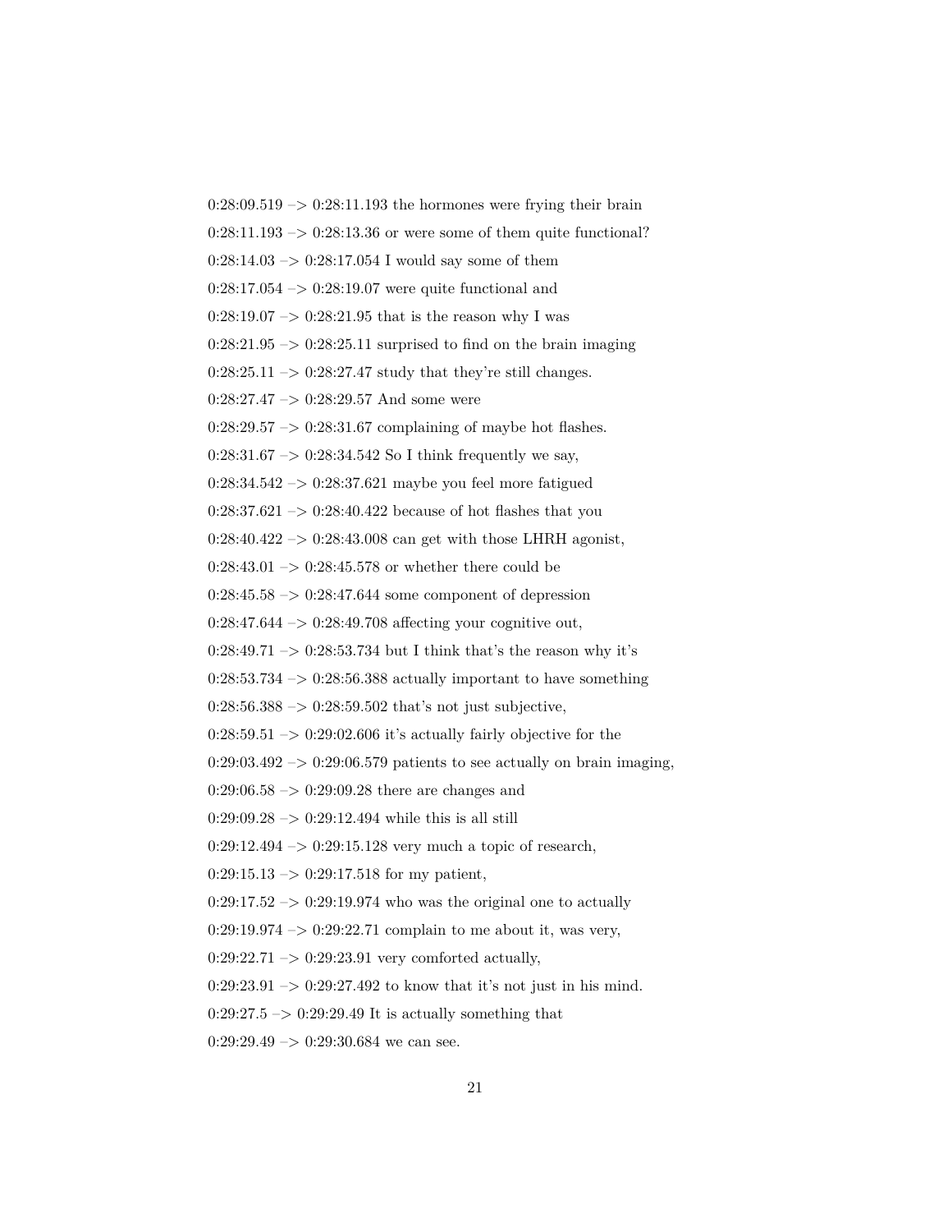0:28:09.519 –> 0:28:11.193 the hormones were frying their brain

0:28:11.193 –> 0:28:13.36 or were some of them quite functional?

0:28:14.03 –> 0:28:17.054 I would say some of them

0:28:17.054 –> 0:28:19.07 were quite functional and

0:28:19.07 –> 0:28:21.95 that is the reason why I was

0:28:21.95 –> 0:28:25.11 surprised to find on the brain imaging

0:28:25.11 –> 0:28:27.47 study that they're still changes.

0:28:27.47 –> 0:28:29.57 And some were

0:28:29.57 –> 0:28:31.67 complaining of maybe hot flashes.

0:28:31.67 –> 0:28:34.542 So I think frequently we say,

0:28:34.542 –> 0:28:37.621 maybe you feel more fatigued

0:28:37.621 –> 0:28:40.422 because of hot flashes that you

0:28:40.422 –> 0:28:43.008 can get with those LHRH agonist,

0:28:43.01 –> 0:28:45.578 or whether there could be

0:28:45.58 –> 0:28:47.644 some component of depression

0:28:47.644 –> 0:28:49.708 affecting your cognitive out,

0:28:49.71 –> 0:28:53.734 but I think that's the reason why it's

0:28:53.734 –> 0:28:56.388 actually important to have something

0:28:56.388 –> 0:28:59.502 that's not just subjective,

0:28:59.51 –> 0:29:02.606 it's actually fairly objective for the

0:29:03.492 –> 0:29:06.579 patients to see actually on brain imaging,

0:29:06.58 –> 0:29:09.28 there are changes and

0:29:09.28 –> 0:29:12.494 while this is all still

0:29:12.494 –> 0:29:15.128 very much a topic of research,

0:29:15.13 –> 0:29:17.518 for my patient,

0:29:17.52 –> 0:29:19.974 who was the original one to actually

0:29:19.974 –> 0:29:22.71 complain to me about it, was very,

0:29:22.71 –> 0:29:23.91 very comforted actually,

0:29:23.91 –> 0:29:27.492 to know that it's not just in his mind.

0:29:27.5 –> 0:29:29.49 It is actually something that

0:29:29.49 –> 0:29:30.684 we can see.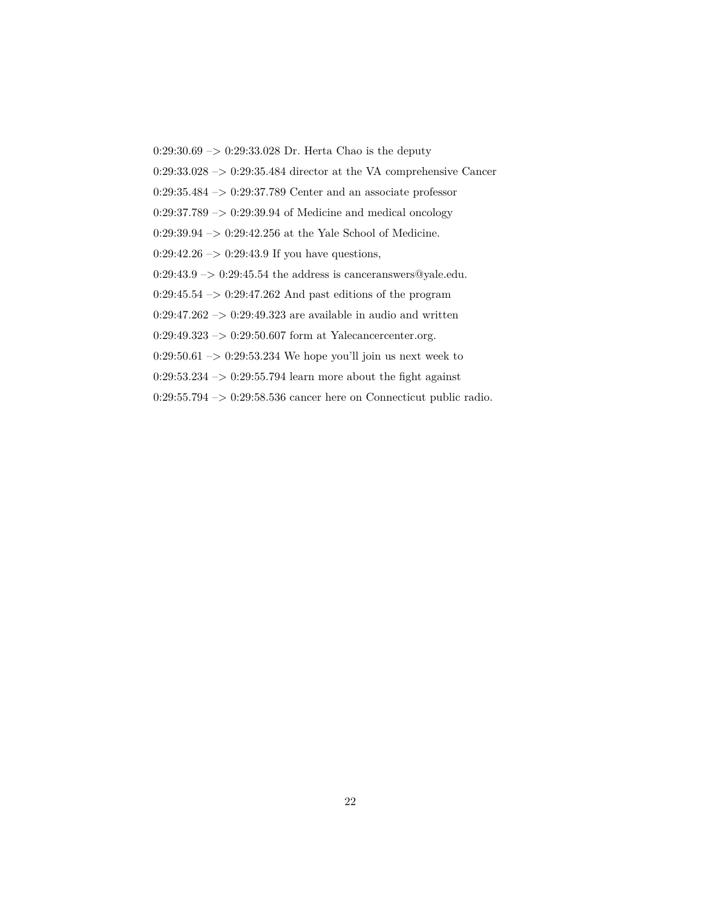0:29:30.69 –> 0:29:33.028 Dr. Herta Chao is the deputy

0:29:33.028 –> 0:29:35.484 director at the VA comprehensive Cancer

0:29:35.484 –> 0:29:37.789 Center and an associate professor

0:29:37.789 –> 0:29:39.94 of Medicine and medical oncology

0:29:39.94 –> 0:29:42.256 at the Yale School of Medicine.

0:29:42.26 –> 0:29:43.9 If you have questions,

0:29:43.9 –> 0:29:45.54 the address is canceranswers@yale.edu.

0:29:45.54 –> 0:29:47.262 And past editions of the program

0:29:47.262 –> 0:29:49.323 are available in audio and written

0:29:49.323 –> 0:29:50.607 form at Yalecancercenter.org.

0:29:50.61 –> 0:29:53.234 We hope you'll join us next week to

0:29:53.234 –> 0:29:55.794 learn more about the fight against

0:29:55.794 –> 0:29:58.536 cancer here on Connecticut public radio.